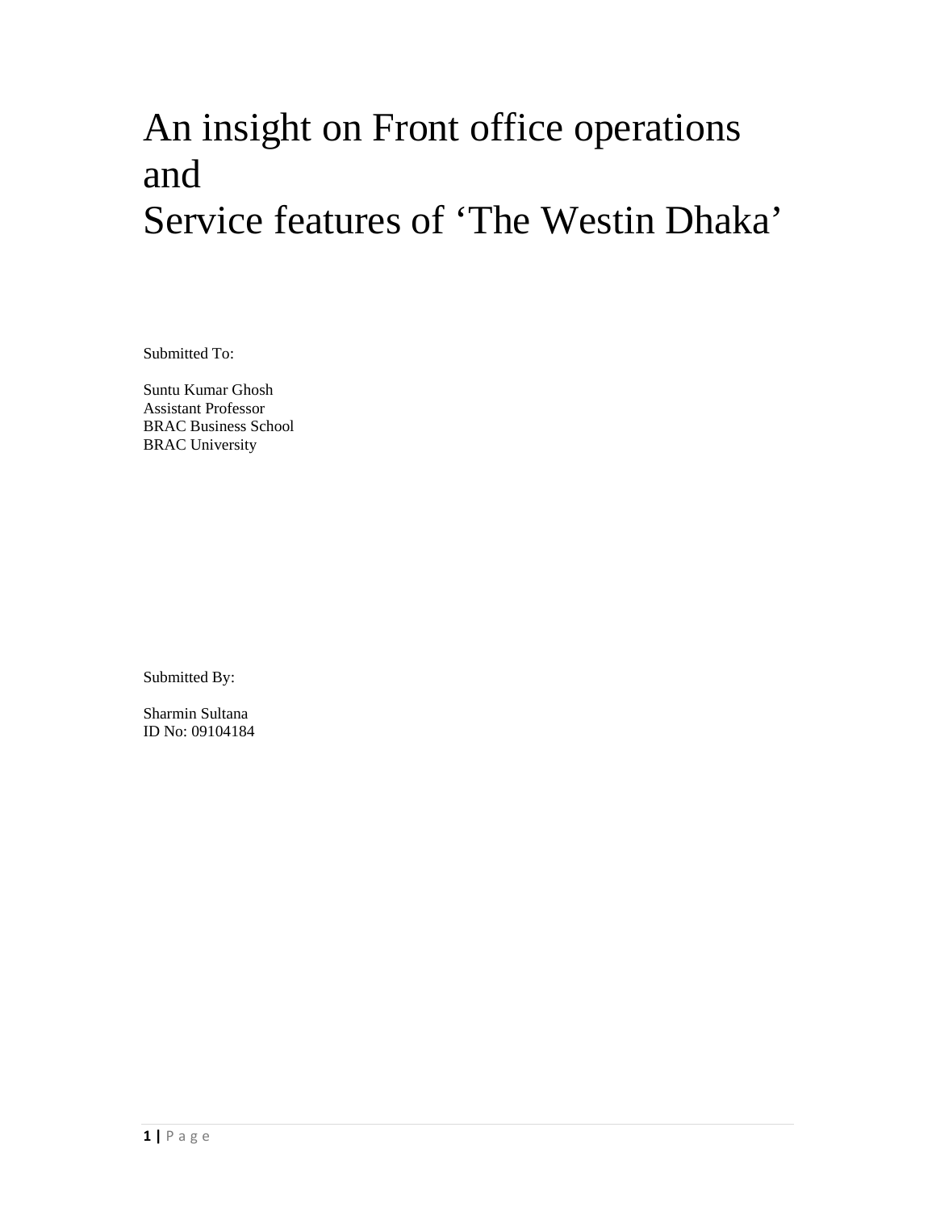# An insight on Front office operations and Service features of 'The Westin Dhaka'

Submitted To:

Suntu Kumar Ghosh
Assistant Professor
BRAC Business School
BRAC University

Submitted By:

Sharmin Sultana
ID No: 09104184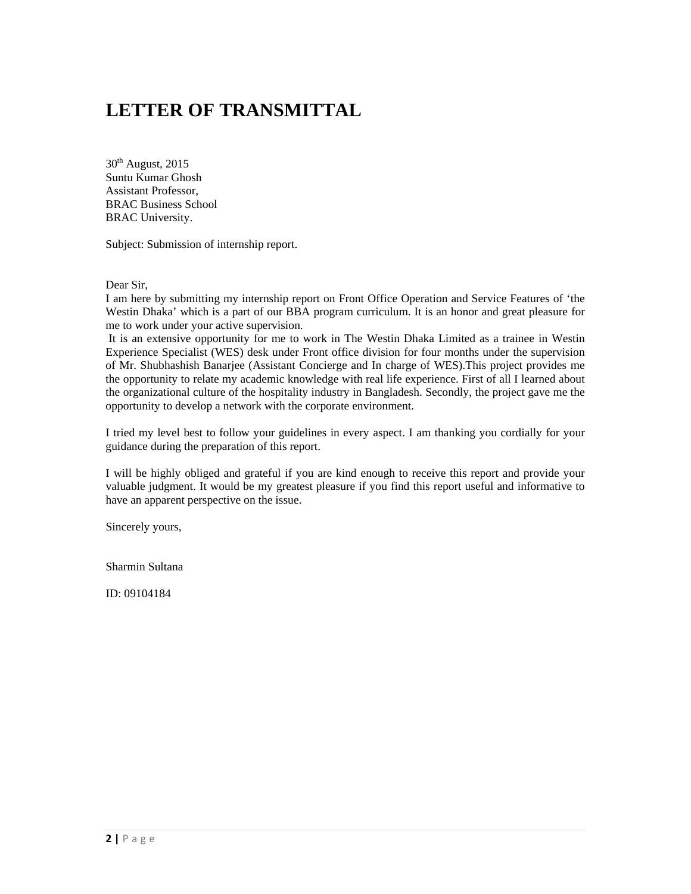# LETTER OF TRANSMITTAL

30th August, 2015
Suntu Kumar Ghosh
Assistant Professor,
BRAC Business School
BRAC University.

Subject: Submission of internship report.

Dear Sir,
I am here by submitting my internship report on Front Office Operation and Service Features of 'the Westin Dhaka' which is a part of our BBA program curriculum. It is an honor and great pleasure for me to work under your active supervision.
It is an extensive opportunity for me to work in The Westin Dhaka Limited as a trainee in Westin Experience Specialist (WES) desk under Front office division for four months under the supervision of Mr. Shubhashish Banarjee (Assistant Concierge and In charge of WES).This project provides me the opportunity to relate my academic knowledge with real life experience. First of all I learned about the organizational culture of the hospitality industry in Bangladesh. Secondly, the project gave me the opportunity to develop a network with the corporate environment.

I tried my level best to follow your guidelines in every aspect. I am thanking you cordially for your guidance during the preparation of this report.

I will be highly obliged and grateful if you are kind enough to receive this report and provide your valuable judgment. It would be my greatest pleasure if you find this report useful and informative to have an apparent perspective on the issue.

Sincerely yours,

Sharmin Sultana

ID: 09104184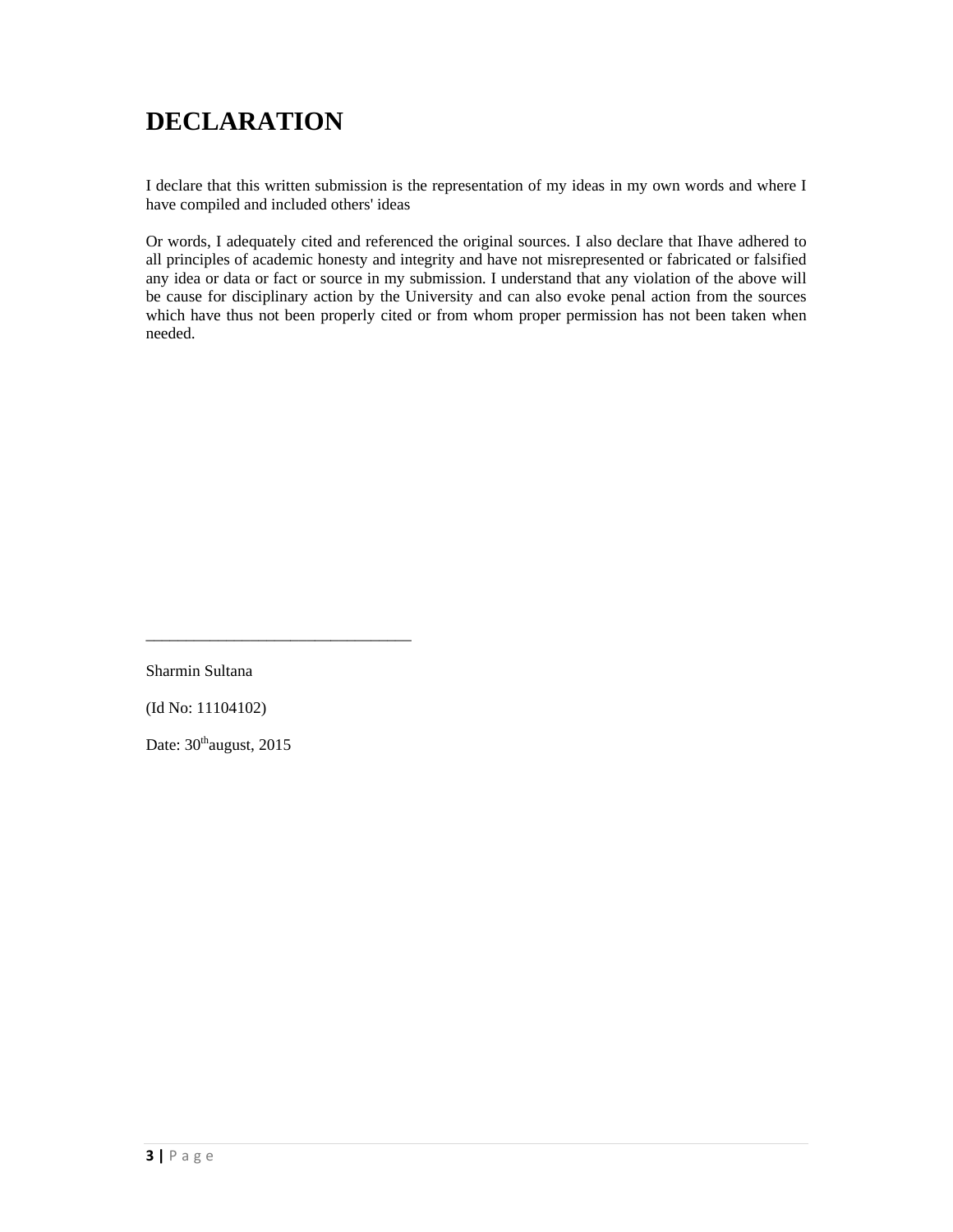# DECLARATION

I declare that this written submission is the representation of my ideas in my own words and where I have compiled and included others' ideas

Or words, I adequately cited and referenced the original sources. I also declare that Ihave adhered to all principles of academic honesty and integrity and have not misrepresented or fabricated or falsified any idea or data or fact or source in my submission. I understand that any violation of the above will be cause for disciplinary action by the University and can also evoke penal action from the sources which have thus not been properly cited or from whom proper permission has not been taken when needed.

_________________________________

Sharmin Sultana

(Id No: 11104102)

Date: 30thaugust, 2015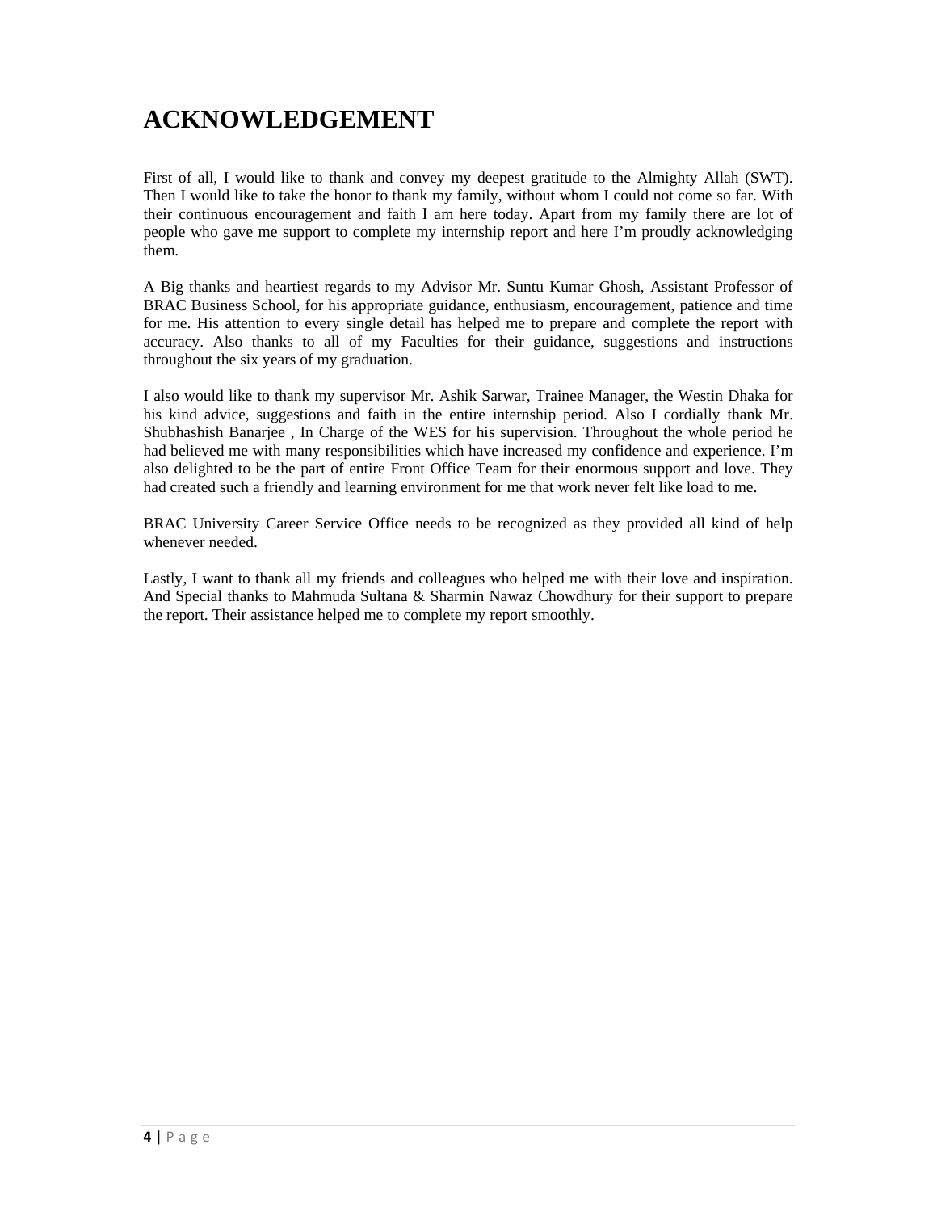# ACKNOWLEDGEMENT

First of all, I would like to thank and convey my deepest gratitude to the Almighty Allah (SWT). Then I would like to take the honor to thank my family, without whom I could not come so far. With their continuous encouragement and faith I am here today. Apart from my family there are lot of people who gave me support to complete my internship report and here I'm proudly acknowledging them.

A Big thanks and heartiest regards to my Advisor Mr. Suntu Kumar Ghosh, Assistant Professor of BRAC Business School, for his appropriate guidance, enthusiasm, encouragement, patience and time for me. His attention to every single detail has helped me to prepare and complete the report with accuracy. Also thanks to all of my Faculties for their guidance, suggestions and instructions throughout the six years of my graduation.

I also would like to thank my supervisor Mr. Ashik Sarwar, Trainee Manager, the Westin Dhaka for his kind advice, suggestions and faith in the entire internship period. Also I cordially thank Mr. Shubhashish Banarjee , In Charge of the WES for his supervision. Throughout the whole period he had believed me with many responsibilities which have increased my confidence and experience. I'm also delighted to be the part of entire Front Office Team for their enormous support and love. They had created such a friendly and learning environment for me that work never felt like load to me.

BRAC University Career Service Office needs to be recognized as they provided all kind of help whenever needed.

Lastly, I want to thank all my friends and colleagues who helped me with their love and inspiration. And Special thanks to Mahmuda Sultana & Sharmin Nawaz Chowdhury for their support to prepare the report. Their assistance helped me to complete my report smoothly.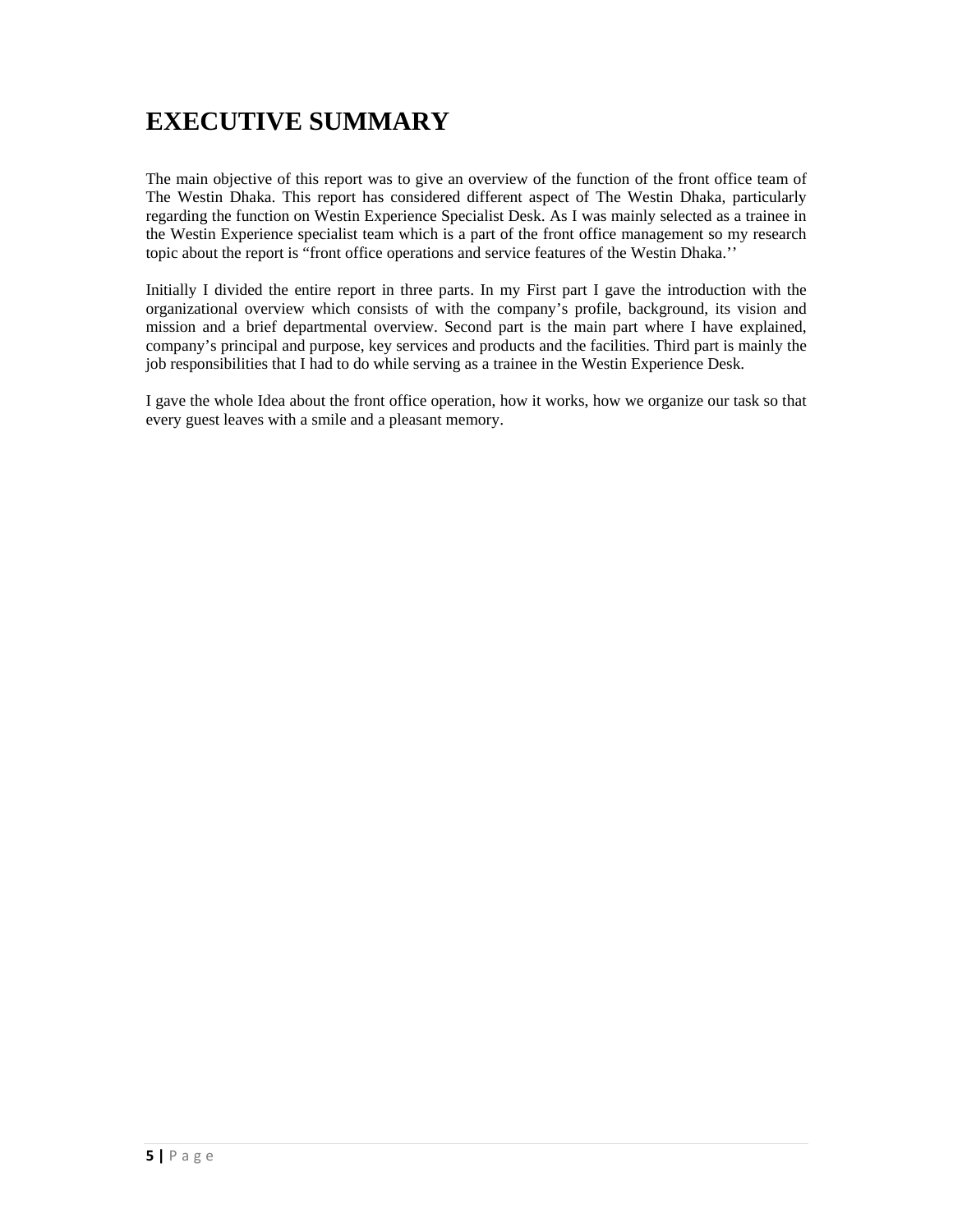# EXECUTIVE SUMMARY

The main objective of this report was to give an overview of the function of the front office team of The Westin Dhaka. This report has considered different aspect of The Westin Dhaka, particularly regarding the function on Westin Experience Specialist Desk. As I was mainly selected as a trainee in the Westin Experience specialist team which is a part of the front office management so my research topic about the report is "front office operations and service features of the Westin Dhaka.''

Initially I divided the entire report in three parts. In my First part I gave the introduction with the organizational overview which consists of with the company's profile, background, its vision and mission and a brief departmental overview. Second part is the main part where I have explained, company's principal and purpose, key services and products and the facilities. Third part is mainly the job responsibilities that I had to do while serving as a trainee in the Westin Experience Desk.

I gave the whole Idea about the front office operation, how it works, how we organize our task so that every guest leaves with a smile and a pleasant memory.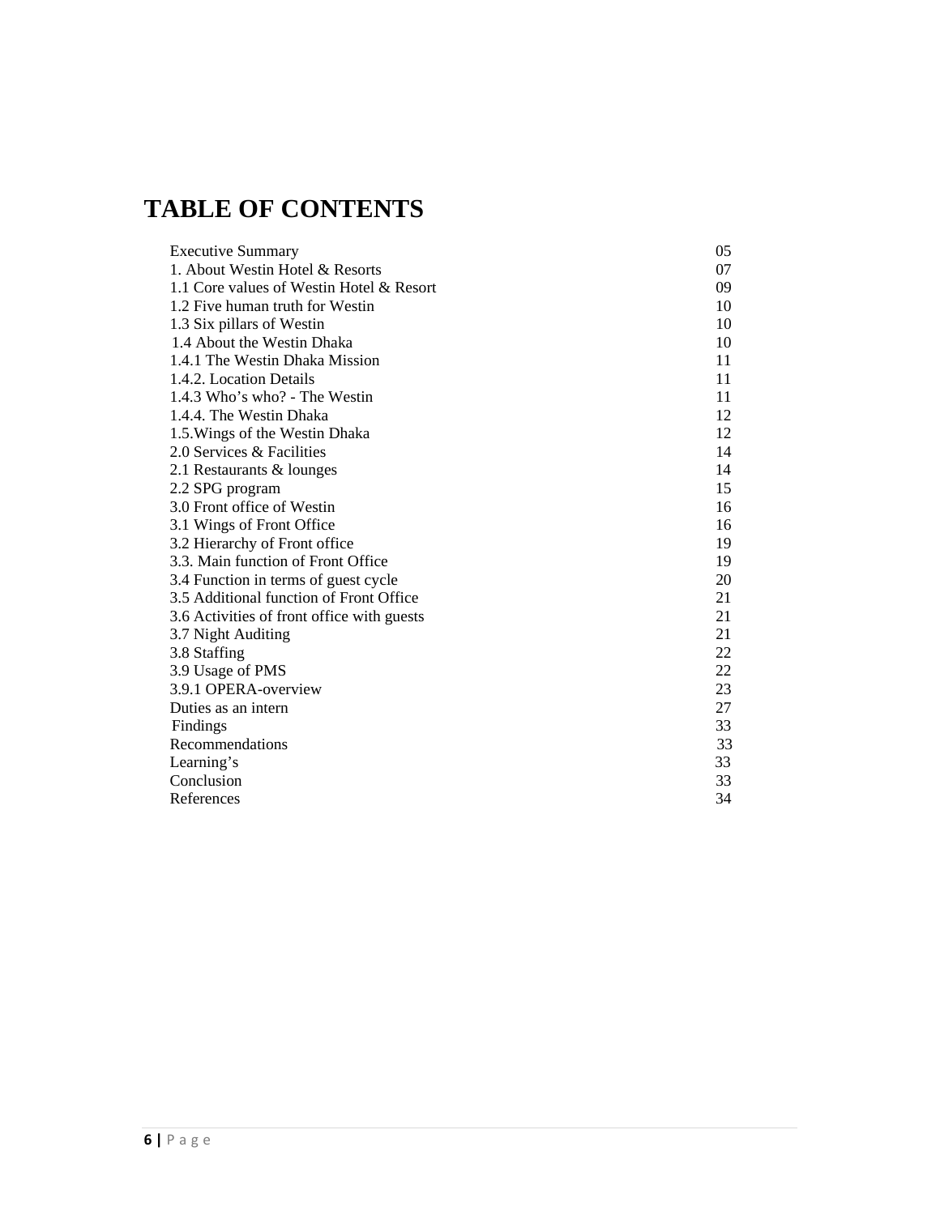# TABLE OF CONTENTS

| | |
|---|---|
| Executive Summary | 05 |
| 1. About Westin Hotel & Resorts | 07 |
| 1.1 Core values of Westin Hotel & Resort | 09 |
| 1.2 Five human truth for Westin | 10 |
| 1.3 Six pillars of Westin | 10 |
| 1.4 About the Westin Dhaka | 10 |
| 1.4.1 The Westin Dhaka Mission | 11 |
| 1.4.2. Location Details | 11 |
| 1.4.3 Who's who? - The Westin | 11 |
| 1.4.4. The Westin Dhaka | 12 |
| 1.5.Wings of the Westin Dhaka | 12 |
| 2.0 Services & Facilities | 14 |
| 2.1 Restaurants & lounges | 14 |
| 2.2 SPG program | 15 |
| 3.0 Front office of Westin | 16 |
| 3.1 Wings of Front Office | 16 |
| 3.2 Hierarchy of Front office | 19 |
| 3.3. Main function of Front Office | 19 |
| 3.4 Function in terms of guest cycle | 20 |
| 3.5 Additional function of Front Office | 21 |
| 3.6 Activities of front office with guests | 21 |
| 3.7 Night Auditing | 21 |
| 3.8 Staffing | 22 |
| 3.9 Usage of PMS | 22 |
| 3.9.1 OPERA-overview | 23 |
| Duties as an intern | 27 |
| Findings | 33 |
| Recommendations | 33 |
| Learning's | 33 |
| Conclusion | 33 |
| References | 34 |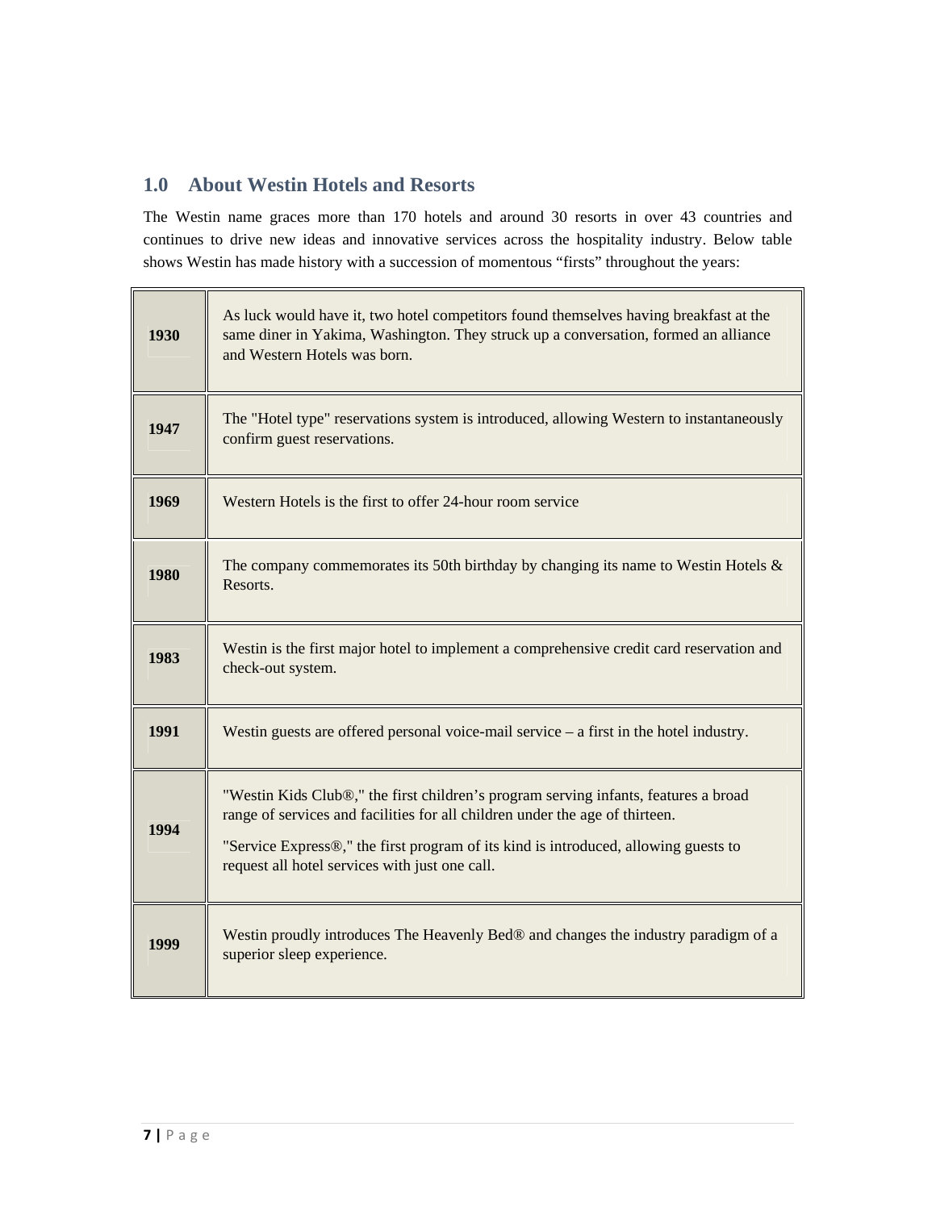## 1.0 About Westin Hotels and Resorts

The Westin name graces more than 170 hotels and around 30 resorts in over 43 countries and continues to drive new ideas and innovative services across the hospitality industry. Below table shows Westin has made history with a succession of momentous "firsts" throughout the years:

| | |
|---|---|
| **1930** | As luck would have it, two hotel competitors found themselves having breakfast at the same diner in Yakima, Washington. They struck up a conversation, formed an alliance and Western Hotels was born. |
| **1947** | The "Hotel type" reservations system is introduced, allowing Western to instantaneously confirm guest reservations. |
| **1969** | Western Hotels is the first to offer 24-hour room service |
| **1980** | The company commemorates its 50th birthday by changing its name to Westin Hotels & Resorts. |
| **1983** | Westin is the first major hotel to implement a comprehensive credit card reservation and check-out system. |
| **1991** | Westin guests are offered personal voice-mail service – a first in the hotel industry. |
| **1994** | "Westin Kids Club®," the first children's program serving infants, features a broad range of services and facilities for all children under the age of thirteen.<br>"Service Express®," the first program of its kind is introduced, allowing guests to request all hotel services with just one call. |
| **1999** | Westin proudly introduces The Heavenly Bed® and changes the industry paradigm of a superior sleep experience. |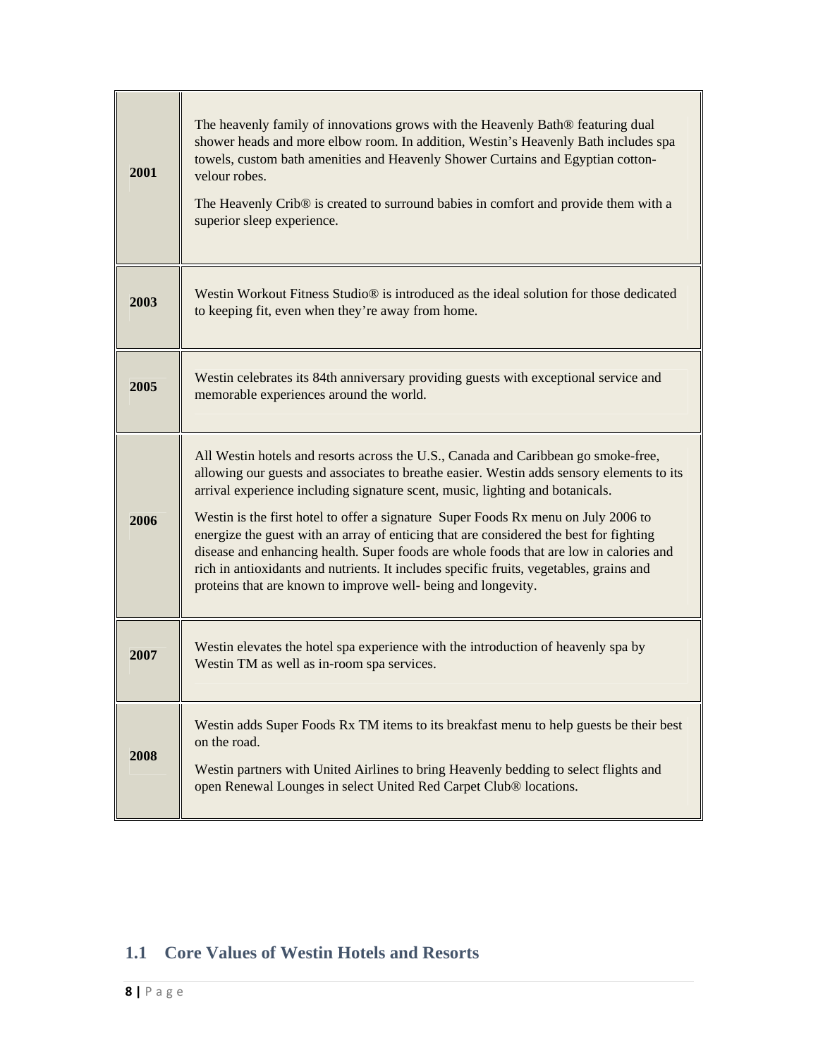| | |
|---|---|
| **2001** | The heavenly family of innovations grows with the Heavenly Bath® featuring dual shower heads and more elbow room. In addition, Westin's Heavenly Bath includes spa towels, custom bath amenities and Heavenly Shower Curtains and Egyptian cotton-velour robes.<br><br>The Heavenly Crib® is created to surround babies in comfort and provide them with a superior sleep experience. |
| **2003** | Westin Workout Fitness Studio® is introduced as the ideal solution for those dedicated to keeping fit, even when they're away from home. |
| **2005** | Westin celebrates its 84th anniversary providing guests with exceptional service and memorable experiences around the world. |
| **2006** | All Westin hotels and resorts across the U.S., Canada and Caribbean go smoke-free, allowing our guests and associates to breathe easier. Westin adds sensory elements to its arrival experience including signature scent, music, lighting and botanicals.<br><br>Westin is the first hotel to offer a signature Super Foods Rx menu on July 2006 to energize the guest with an array of enticing that are considered the best for fighting disease and enhancing health. Super foods are whole foods that are low in calories and rich in antioxidants and nutrients. It includes specific fruits, vegetables, grains and proteins that are known to improve well- being and longevity. |
| **2007** | Westin elevates the hotel spa experience with the introduction of heavenly spa by Westin TM as well as in-room spa services. |
| **2008** | Westin adds Super Foods Rx TM items to its breakfast menu to help guests be their best on the road.<br><br>Westin partners with United Airlines to bring Heavenly bedding to select flights and open Renewal Lounges in select United Red Carpet Club® locations. |

## 1.1 Core Values of Westin Hotels and Resorts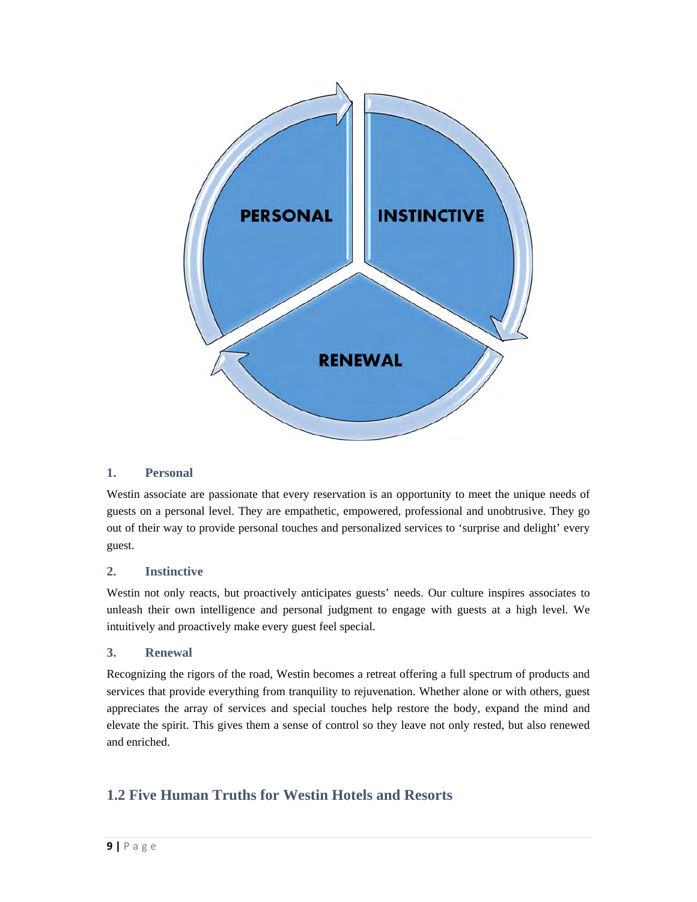PERSONAL

INSTINCTIVE

RENEWAL

### 1. Personal

Westin associate are passionate that every reservation is an opportunity to meet the unique needs of guests on a personal level. They are empathetic, empowered, professional and unobtrusive. They go out of their way to provide personal touches and personalized services to 'surprise and delight' every guest.

### 2. Instinctive

Westin not only reacts, but proactively anticipates guests' needs. Our culture inspires associates to unleash their own intelligence and personal judgment to engage with guests at a high level. We intuitively and proactively make every guest feel special.

### 3. Renewal

Recognizing the rigors of the road, Westin becomes a retreat offering a full spectrum of products and services that provide everything from tranquility to rejuvenation. Whether alone or with others, guest appreciates the array of services and special touches help restore the body, expand the mind and elevate the spirit. This gives them a sense of control so they leave not only rested, but also renewed and enriched.

## 1.2 Five Human Truths for Westin Hotels and Resorts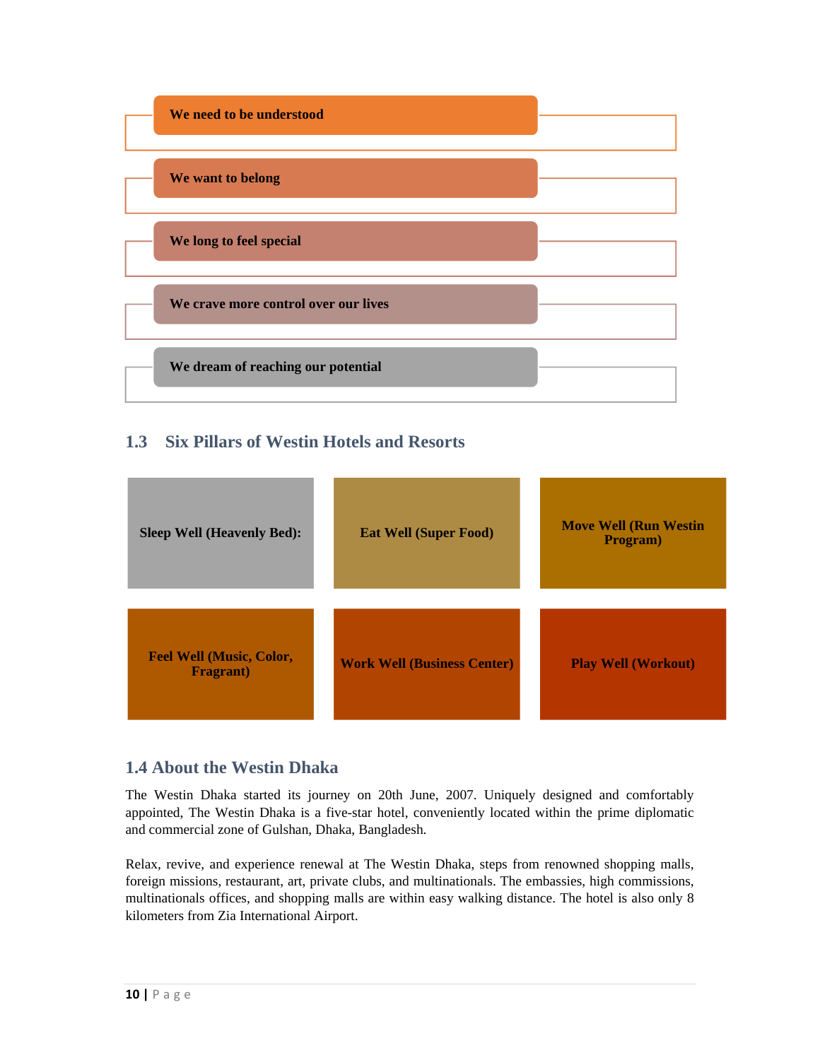- We need to be understood
- We want to belong
- We long to feel special
- We crave more control over our lives
- We dream of reaching our potential

## 1.3 Six Pillars of Westin Hotels and Resorts

| | | |
|---|---|---|
| **Sleep Well (Heavenly Bed):** | **Eat Well (Super Food)** | **Move Well (Run Westin Program)** |
| **Feel Well (Music, Color, Fragrant)** | **Work Well (Business Center)** | **Play Well (Workout)** |

## 1.4 About the Westin Dhaka

The Westin Dhaka started its journey on 20th June, 2007. Uniquely designed and comfortably appointed, The Westin Dhaka is a five-star hotel, conveniently located within the prime diplomatic and commercial zone of Gulshan, Dhaka, Bangladesh.

Relax, revive, and experience renewal at The Westin Dhaka, steps from renowned shopping malls, foreign missions, restaurant, art, private clubs, and multinationals. The embassies, high commissions, multinationals offices, and shopping malls are within easy walking distance. The hotel is also only 8 kilometers from Zia International Airport.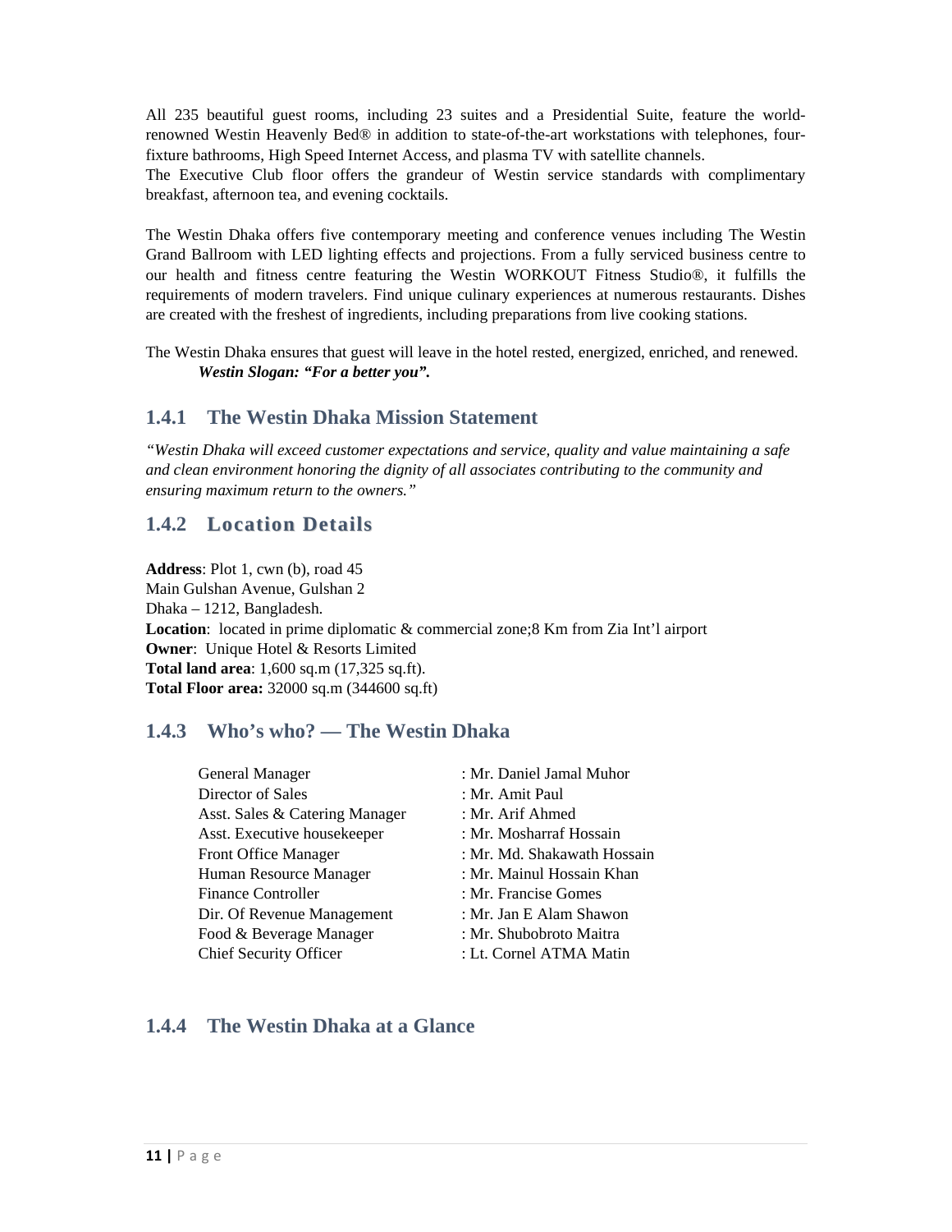All 235 beautiful guest rooms, including 23 suites and a Presidential Suite, feature the world-renowned Westin Heavenly Bed® in addition to state-of-the-art workstations with telephones, four-fixture bathrooms, High Speed Internet Access, and plasma TV with satellite channels.
The Executive Club floor offers the grandeur of Westin service standards with complimentary breakfast, afternoon tea, and evening cocktails.

The Westin Dhaka offers five contemporary meeting and conference venues including The Westin Grand Ballroom with LED lighting effects and projections. From a fully serviced business centre to our health and fitness centre featuring the Westin WORKOUT Fitness Studio®, it fulfills the requirements of modern travelers. Find unique culinary experiences at numerous restaurants. Dishes are created with the freshest of ingredients, including preparations from live cooking stations.

The Westin Dhaka ensures that guest will leave in the hotel rested, energized, enriched, and renewed.

***Westin Slogan: "For a better you".***

### 1.4.1 The Westin Dhaka Mission Statement

*"Westin Dhaka will exceed customer expectations and service, quality and value maintaining a safe and clean environment honoring the dignity of all associates contributing to the community and ensuring maximum return to the owners."*

### 1.4.2 Location Details

**Address**: Plot 1, cwn (b), road 45
Main Gulshan Avenue, Gulshan 2
Dhaka – 1212, Bangladesh.
**Location**: located in prime diplomatic & commercial zone;8 Km from Zia Int'l airport
**Owner**: Unique Hotel & Resorts Limited
**Total land area**: 1,600 sq.m (17,325 sq.ft).
**Total Floor area:** 32000 sq.m (344600 sq.ft)

### 1.4.3 Who's who? — The Westin Dhaka

| | |
|---|---|
| General Manager | : Mr. Daniel Jamal Muhor |
| Director of Sales | : Mr. Amit Paul |
| Asst. Sales & Catering Manager | : Mr. Arif Ahmed |
| Asst. Executive housekeeper | : Mr. Mosharraf Hossain |
| Front Office Manager | : Mr. Md. Shakawath Hossain |
| Human Resource Manager | : Mr. Mainul Hossain Khan |
| Finance Controller | : Mr. Francise Gomes |
| Dir. Of Revenue Management | : Mr. Jan E Alam Shawon |
| Food & Beverage Manager | : Mr. Shubobroto Maitra |
| Chief Security Officer | : Lt. Cornel ATMA Matin |

### 1.4.4 The Westin Dhaka at a Glance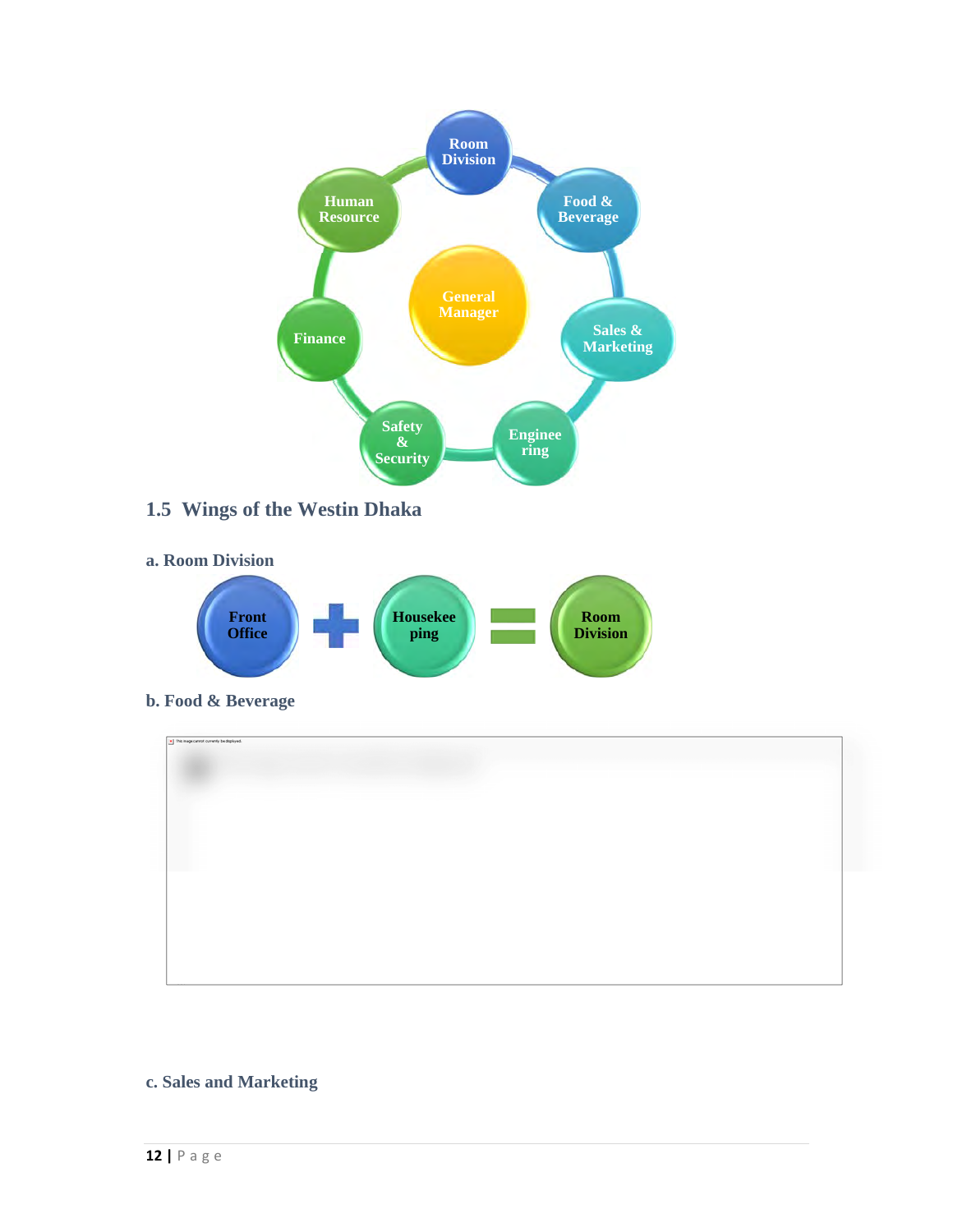Room Division

Food & Beverage

Sales & Marketing

Engineering

Safety & Security

Finance

Human Resource

General Manager

## 1.5 Wings of the Westin Dhaka

### a. Room Division

Front Office + Housekeeping = Room Division

### b. Food & Beverage

### c. Sales and Marketing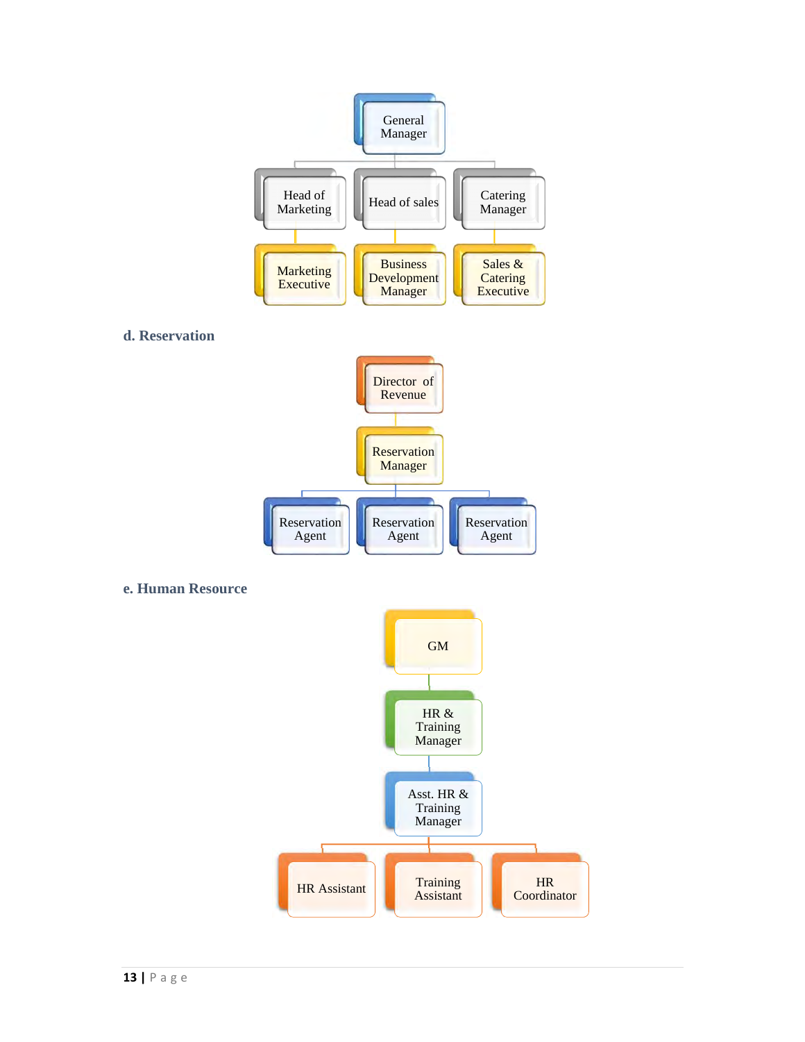- General Manager
  - Head of Marketing
    - Marketing Executive
  - Head of sales
    - Business Development Manager
  - Catering Manager
    - Sales & Catering Executive

### d. Reservation

- Director of Revenue
  - Reservation Manager
    - Reservation Agent
    - Reservation Agent
    - Reservation Agent

### e. Human Resource

- GM
  - HR & Training Manager
    - Asst. HR & Training Manager
      - HR Assistant
      - Training Assistant
      - HR Coordinator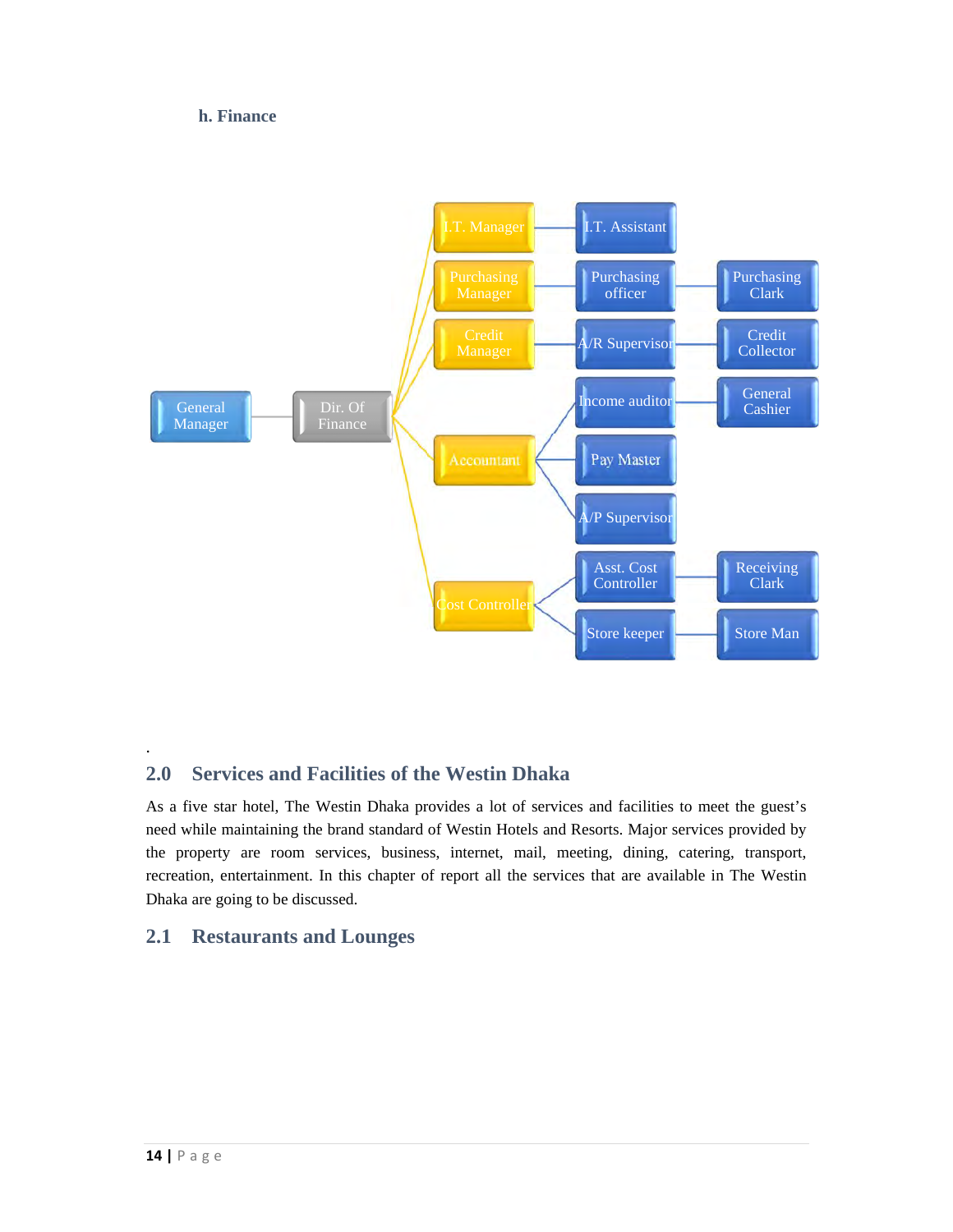### h. Finance

- General Manager
  - Dir. Of Finance
    - I.T. Manager
      - I.T. Assistant
    - Purchasing Manager
      - Purchasing officer
        - Purchasing Clark
    - Credit Manager
      - A/R Supervisor
        - Credit Collector
    - Accountant
      - Income auditor
        - General Cashier
      - Pay Master
      - A/P Supervisor
    - Cost Controller
      - Asst. Cost Controller
        - Receiving Clark
      - Store keeper
        - Store Man

## 2.0 Services and Facilities of the Westin Dhaka

As a five star hotel, The Westin Dhaka provides a lot of services and facilities to meet the guest's need while maintaining the brand standard of Westin Hotels and Resorts. Major services provided by the property are room services, business, internet, mail, meeting, dining, catering, transport, recreation, entertainment. In this chapter of report all the services that are available in The Westin Dhaka are going to be discussed.

## 2.1 Restaurants and Lounges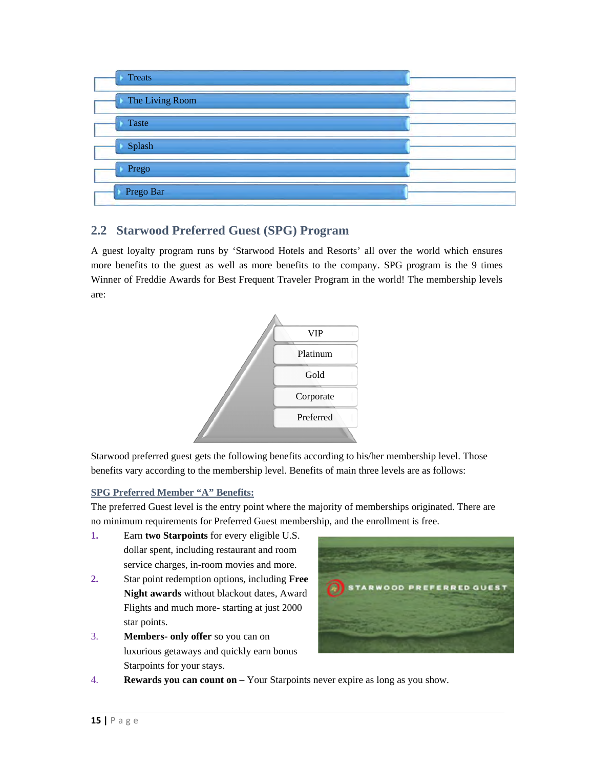- Treats
- The Living Room
- Taste
- Splash
- Prego
- Prego Bar

## 2.2 Starwood Preferred Guest (SPG) Program

A guest loyalty program runs by 'Starwood Hotels and Resorts' all over the world which ensures more benefits to the guest as well as more benefits to the company. SPG program is the 9 times Winner of Freddie Awards for Best Frequent Traveler Program in the world! The membership levels are:

- VIP
- Platinum
- Gold
- Corporate
- Preferred

Starwood preferred guest gets the following benefits according to his/her membership level. Those benefits vary according to the membership level. Benefits of main three levels are as follows:

**SPG Preferred Member "A" Benefits:**

The preferred Guest level is the entry point where the majority of memberships originated. There are no minimum requirements for Preferred Guest membership, and the enrollment is free.

1. Earn **two Starpoints** for every eligible U.S. dollar spent, including restaurant and room service charges, in-room movies and more.
2. Star point redemption options, including **Free Night awards** without blackout dates, Award Flights and much more- starting at just 2000 star points.
3. **Members- only offer** so you can on luxurious getaways and quickly earn bonus Starpoints for your stays.
4. **Rewards you can count on –** Your Starpoints never expire as long as you show.

STARWOOD PREFERRED GUEST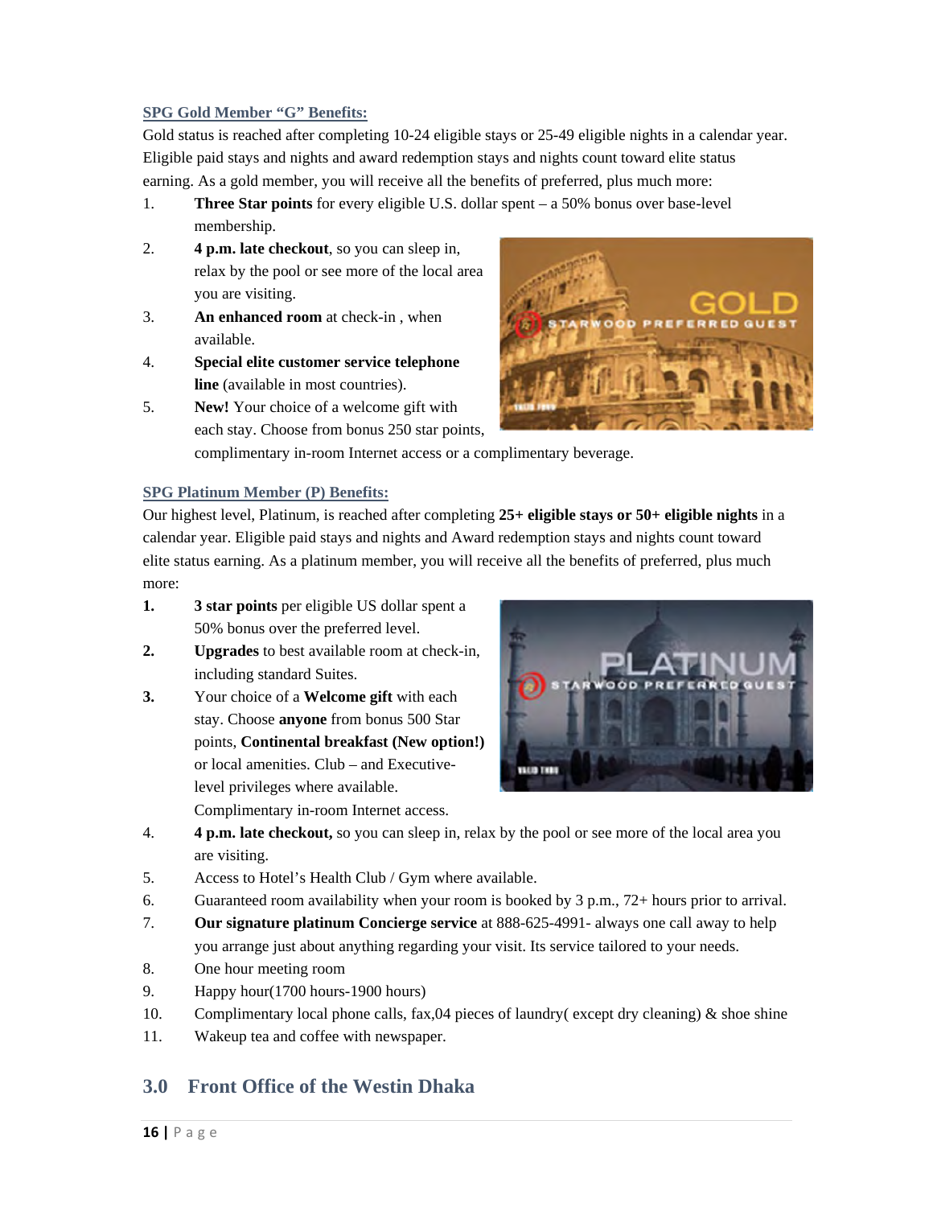**SPG Gold Member "G" Benefits:**

Gold status is reached after completing 10-24 eligible stays or 25-49 eligible nights in a calendar year. Eligible paid stays and nights and award redemption stays and nights count toward elite status earning. As a gold member, you will receive all the benefits of preferred, plus much more:

1. **Three Star points** for every eligible U.S. dollar spent – a 50% bonus over base-level membership.
2. **4 p.m. late checkout**, so you can sleep in, relax by the pool or see more of the local area you are visiting.
3. **An enhanced room** at check-in , when available.
4. **Special elite customer service telephone line** (available in most countries).
5. **New!** Your choice of a welcome gift with each stay. Choose from bonus 250 star points, complimentary in-room Internet access or a complimentary beverage.

**SPG Platinum Member (P) Benefits:**

Our highest level, Platinum, is reached after completing **25+ eligible stays or 50+ eligible nights** in a calendar year. Eligible paid stays and nights and Award redemption stays and nights count toward elite status earning. As a platinum member, you will receive all the benefits of preferred, plus much more:

1. **3 star points** per eligible US dollar spent a 50% bonus over the preferred level.
2. **Upgrades** to best available room at check-in, including standard Suites.
3. Your choice of a **Welcome gift** with each stay. Choose **anyone** from bonus 500 Star points, **Continental breakfast (New option!)** or local amenities. Club – and Executive-level privileges where available. Complimentary in-room Internet access.
4. **4 p.m. late checkout,** so you can sleep in, relax by the pool or see more of the local area you are visiting.
5. Access to Hotel's Health Club / Gym where available.
6. Guaranteed room availability when your room is booked by 3 p.m., 72+ hours prior to arrival.
7. **Our signature platinum Concierge service** at 888-625-4991- always one call away to help you arrange just about anything regarding your visit. Its service tailored to your needs.
8. One hour meeting room
9. Happy hour(1700 hours-1900 hours)
10. Complimentary local phone calls, fax,04 pieces of laundry( except dry cleaning) & shoe shine
11. Wakeup tea and coffee with newspaper.

## 3.0 Front Office of the Westin Dhaka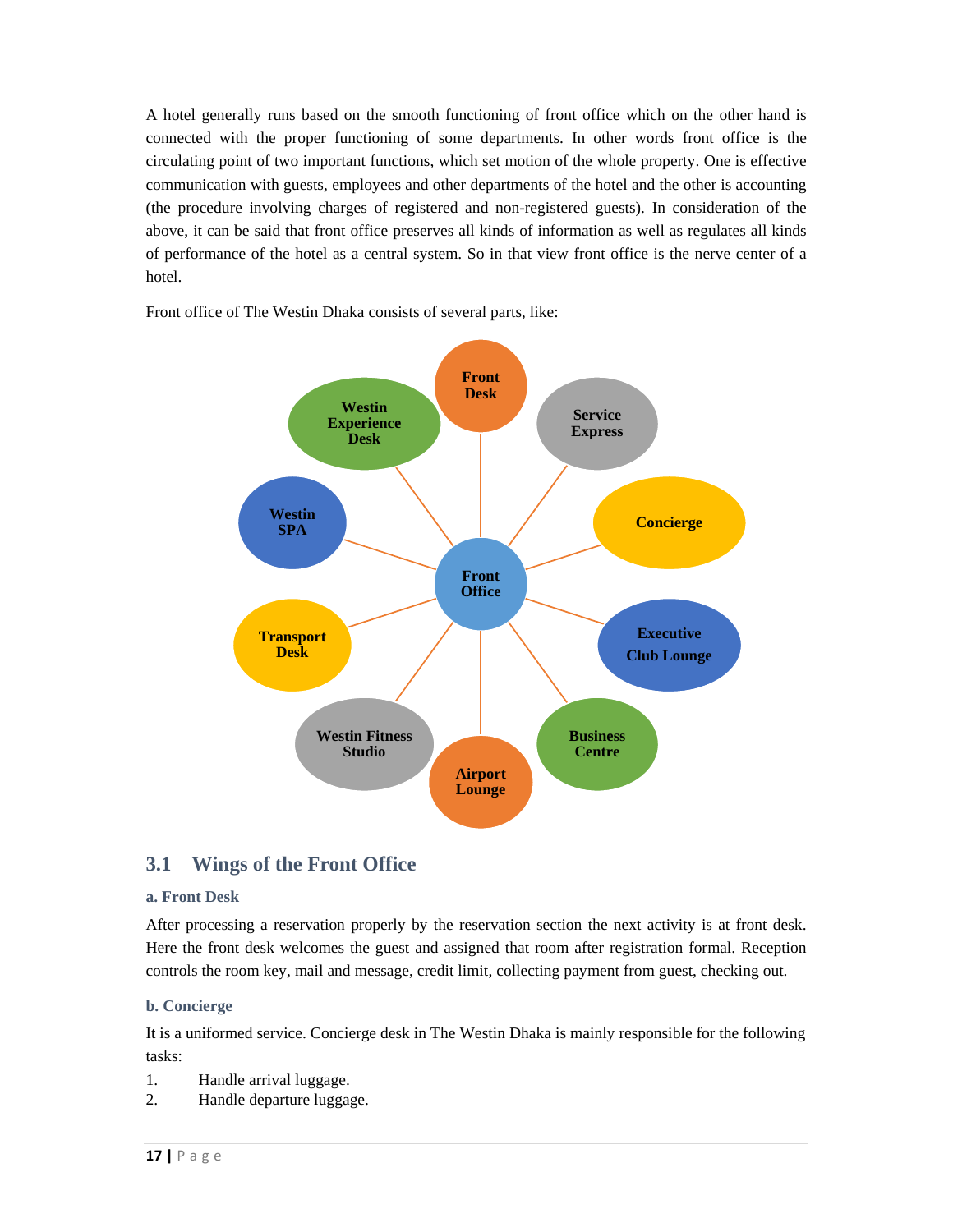A hotel generally runs based on the smooth functioning of front office which on the other hand is connected with the proper functioning of some departments. In other words front office is the circulating point of two important functions, which set motion of the whole property. One is effective communication with guests, employees and other departments of the hotel and the other is accounting (the procedure involving charges of registered and non-registered guests). In consideration of the above, it can be said that front office preserves all kinds of information as well as regulates all kinds of performance of the hotel as a central system. So in that view front office is the nerve center of a hotel.

Front office of The Westin Dhaka consists of several parts, like:

- Front Office
  - Front Desk
  - Service Express
  - Concierge
  - Executive Club Lounge
  - Business Centre
  - Airport Lounge
  - Westin Fitness Studio
  - Transport Desk
  - Westin SPA
  - Westin Experience Desk

## 3.1 Wings of the Front Office

### a. Front Desk

After processing a reservation properly by the reservation section the next activity is at front desk. Here the front desk welcomes the guest and assigned that room after registration formal. Reception controls the room key, mail and message, credit limit, collecting payment from guest, checking out.

### b. Concierge

It is a uniformed service. Concierge desk in The Westin Dhaka is mainly responsible for the following tasks:

1. Handle arrival luggage.
2. Handle departure luggage.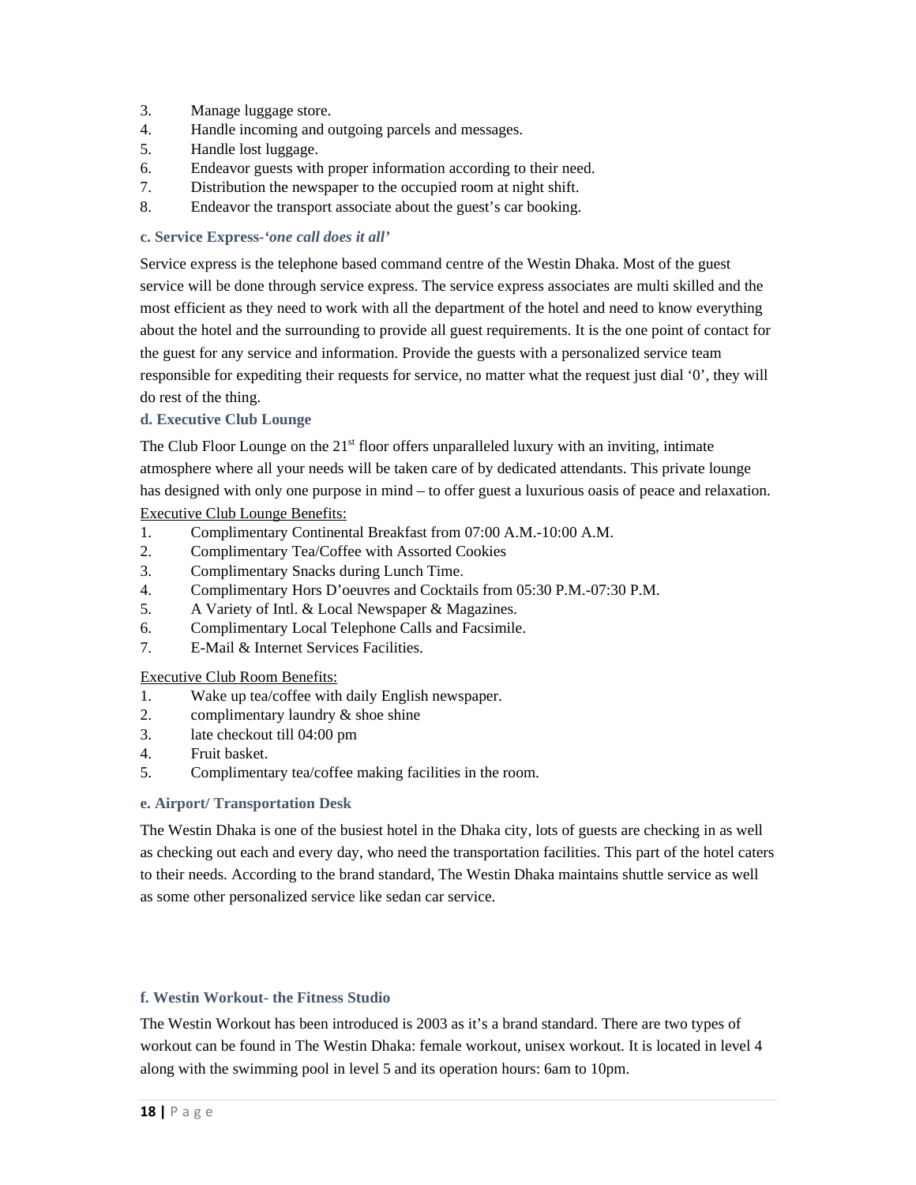3. Manage luggage store.
4. Handle incoming and outgoing parcels and messages.
5. Handle lost luggage.
6. Endeavor guests with proper information according to their need.
7. Distribution the newspaper to the occupied room at night shift.
8. Endeavor the transport associate about the guest's car booking.

#### c. Service Express-*'one call does it all'*

Service express is the telephone based command centre of the Westin Dhaka. Most of the guest service will be done through service express. The service express associates are multi skilled and the most efficient as they need to work with all the department of the hotel and need to know everything about the hotel and the surrounding to provide all guest requirements. It is the one point of contact for the guest for any service and information. Provide the guests with a personalized service team responsible for expediting their requests for service, no matter what the request just dial '0', they will do rest of the thing.

#### d. Executive Club Lounge

The Club Floor Lounge on the 21st floor offers unparalleled luxury with an inviting, intimate atmosphere where all your needs will be taken care of by dedicated attendants. This private lounge has designed with only one purpose in mind – to offer guest a luxurious oasis of peace and relaxation.

<u>Executive Club Lounge Benefits:</u>

1. Complimentary Continental Breakfast from 07:00 A.M.-10:00 A.M.
2. Complimentary Tea/Coffee with Assorted Cookies
3. Complimentary Snacks during Lunch Time.
4. Complimentary Hors D'oeuvres and Cocktails from 05:30 P.M.-07:30 P.M.
5. A Variety of Intl. & Local Newspaper & Magazines.
6. Complimentary Local Telephone Calls and Facsimile.
7. E-Mail & Internet Services Facilities.

<u>Executive Club Room Benefits:</u>

1. Wake up tea/coffee with daily English newspaper.
2. complimentary laundry & shoe shine
3. late checkout till 04:00 pm
4. Fruit basket.
5. Complimentary tea/coffee making facilities in the room.

#### e. Airport/ Transportation Desk

The Westin Dhaka is one of the busiest hotel in the Dhaka city, lots of guests are checking in as well as checking out each and every day, who need the transportation facilities. This part of the hotel caters to their needs. According to the brand standard, The Westin Dhaka maintains shuttle service as well as some other personalized service like sedan car service.

#### f. Westin Workout- the Fitness Studio

The Westin Workout has been introduced is 2003 as it's a brand standard. There are two types of workout can be found in The Westin Dhaka: female workout, unisex workout. It is located in level 4 along with the swimming pool in level 5 and its operation hours: 6am to 10pm.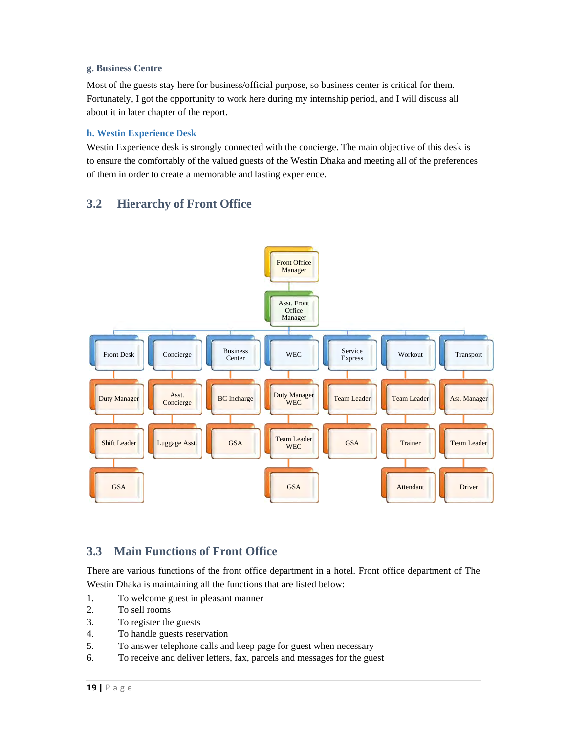### g. Business Centre

Most of the guests stay here for business/official purpose, so business center is critical for them. Fortunately, I got the opportunity to work here during my internship period, and I will discuss all about it in later chapter of the report.

### h. Westin Experience Desk

Westin Experience desk is strongly connected with the concierge. The main objective of this desk is to ensure the comfortably of the valued guests of the Westin Dhaka and meeting all of the preferences of them in order to create a memorable and lasting experience.

## 3.2 Hierarchy of Front Office

- Front Office Manager
  - Asst. Front Office Manager
    - Front Desk
      - Duty Manager
        - Shift Leader
          - GSA
    - Concierge
      - Asst. Concierge
        - Luggage Asst.
    - Business Center
      - BC Incharge
        - GSA
    - WEC
      - Duty Manager WEC
        - Team Leader WEC
          - GSA
    - Service Express
      - Team Leader
        - GSA
    - Workout
      - Team Leader
        - Trainer
          - Attendant
    - Transport
      - Ast. Manager
        - Team Leader
          - Driver

## 3.3 Main Functions of Front Office

There are various functions of the front office department in a hotel. Front office department of The Westin Dhaka is maintaining all the functions that are listed below:

1. To welcome guest in pleasant manner
2. To sell rooms
3. To register the guests
4. To handle guests reservation
5. To answer telephone calls and keep page for guest when necessary
6. To receive and deliver letters, fax, parcels and messages for the guest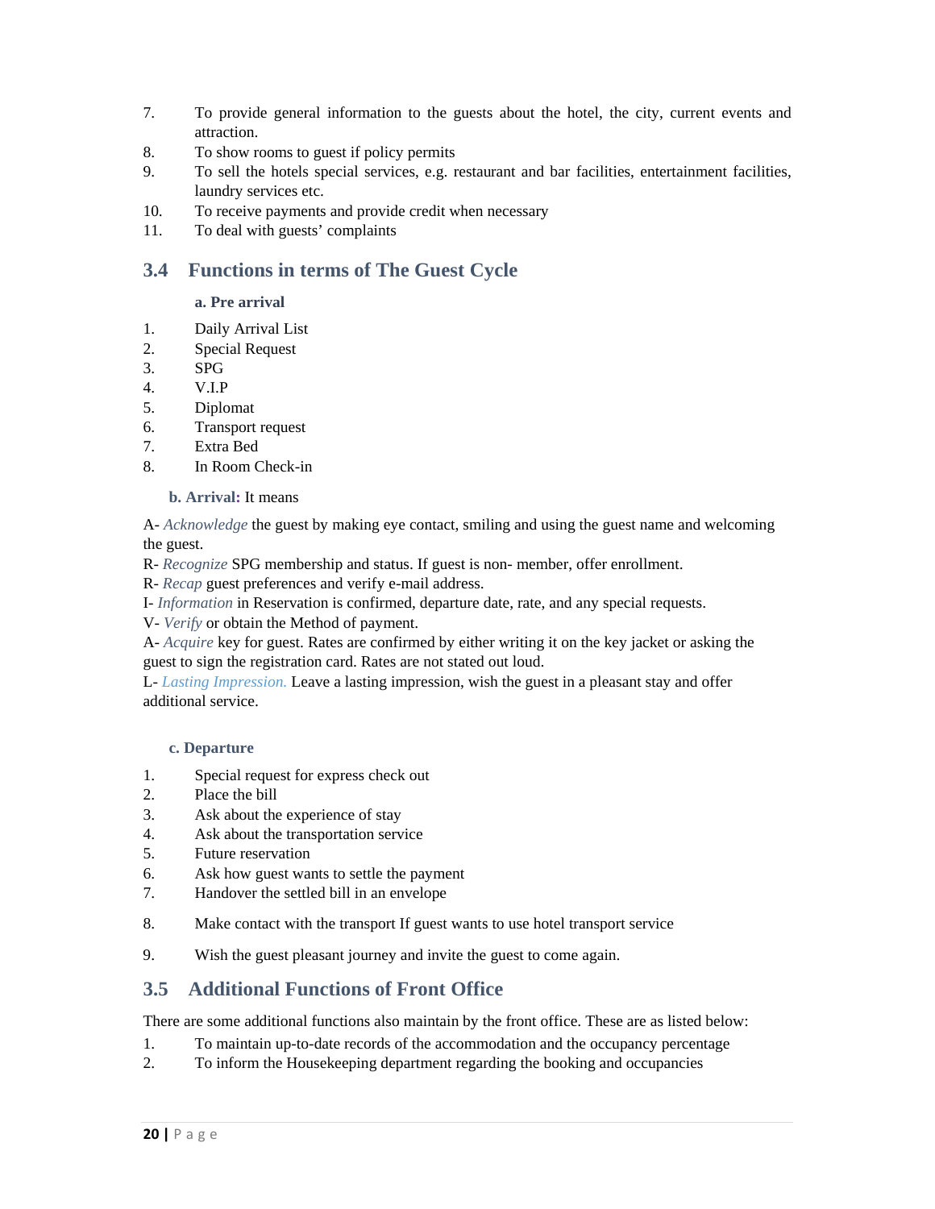7. To provide general information to the guests about the hotel, the city, current events and attraction.
8. To show rooms to guest if policy permits
9. To sell the hotels special services, e.g. restaurant and bar facilities, entertainment facilities, laundry services etc.
10. To receive payments and provide credit when necessary
11. To deal with guests' complaints

## 3.4 Functions in terms of The Guest Cycle

**a. Pre arrival**

1. Daily Arrival List
2. Special Request
3. SPG
4. V.I.P
5. Diplomat
6. Transport request
7. Extra Bed
8. In Room Check-in

**b. Arrival:** It means

A- *Acknowledge* the guest by making eye contact, smiling and using the guest name and welcoming the guest.
R- *Recognize* SPG membership and status. If guest is non- member, offer enrollment.
R- *Recap* guest preferences and verify e-mail address.
I- *Information* in Reservation is confirmed, departure date, rate, and any special requests.
V- *Verify* or obtain the Method of payment.
A- *Acquire* key for guest. Rates are confirmed by either writing it on the key jacket or asking the guest to sign the registration card. Rates are not stated out loud.
L- *Lasting Impression.* Leave a lasting impression, wish the guest in a pleasant stay and offer additional service.

**c. Departure**

1. Special request for express check out
2. Place the bill
3. Ask about the experience of stay
4. Ask about the transportation service
5. Future reservation
6. Ask how guest wants to settle the payment
7. Handover the settled bill in an envelope
8. Make contact with the transport If guest wants to use hotel transport service
9. Wish the guest pleasant journey and invite the guest to come again.

## 3.5 Additional Functions of Front Office

There are some additional functions also maintain by the front office. These are as listed below:

1. To maintain up-to-date records of the accommodation and the occupancy percentage
2. To inform the Housekeeping department regarding the booking and occupancies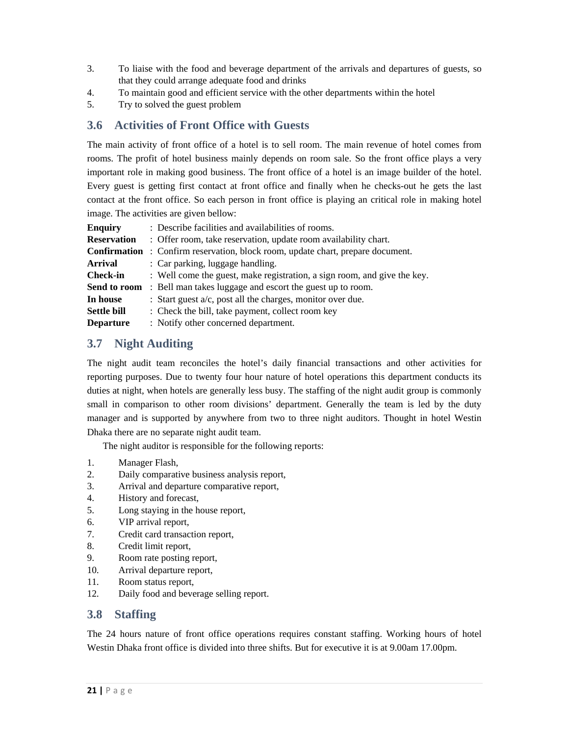3. To liaise with the food and beverage department of the arrivals and departures of guests, so that they could arrange adequate food and drinks
4. To maintain good and efficient service with the other departments within the hotel
5. Try to solved the guest problem

## 3.6 Activities of Front Office with Guests

The main activity of front office of a hotel is to sell room. The main revenue of hotel comes from rooms. The profit of hotel business mainly depends on room sale. So the front office plays a very important role in making good business. The front office of a hotel is an image builder of the hotel. Every guest is getting first contact at front office and finally when he checks-out he gets the last contact at the front office. So each person in front office is playing an critical role in making hotel image. The activities are given bellow:

**Enquiry** : Describe facilities and availabilities of rooms.
**Reservation** : Offer room, take reservation, update room availability chart.
**Confirmation** : Confirm reservation, block room, update chart, prepare document.
**Arrival** : Car parking, luggage handling.
**Check-in** : Well come the guest, make registration, a sign room, and give the key.
**Send to room** : Bell man takes luggage and escort the guest up to room.
**In house** : Start guest a/c, post all the charges, monitor over due.
**Settle bill** : Check the bill, take payment, collect room key
**Departure** : Notify other concerned department.

## 3.7 Night Auditing

The night audit team reconciles the hotel's daily financial transactions and other activities for reporting purposes. Due to twenty four hour nature of hotel operations this department conducts its duties at night, when hotels are generally less busy. The staffing of the night audit group is commonly small in comparison to other room divisions' department. Generally the team is led by the duty manager and is supported by anywhere from two to three night auditors. Thought in hotel Westin Dhaka there are no separate night audit team.

The night auditor is responsible for the following reports:

1. Manager Flash,
2. Daily comparative business analysis report,
3. Arrival and departure comparative report,
4. History and forecast,
5. Long staying in the house report,
6. VIP arrival report,
7. Credit card transaction report,
8. Credit limit report,
9. Room rate posting report,
10. Arrival departure report,
11. Room status report,
12. Daily food and beverage selling report.

## 3.8 Staffing

The 24 hours nature of front office operations requires constant staffing. Working hours of hotel Westin Dhaka front office is divided into three shifts. But for executive it is at 9.00am 17.00pm.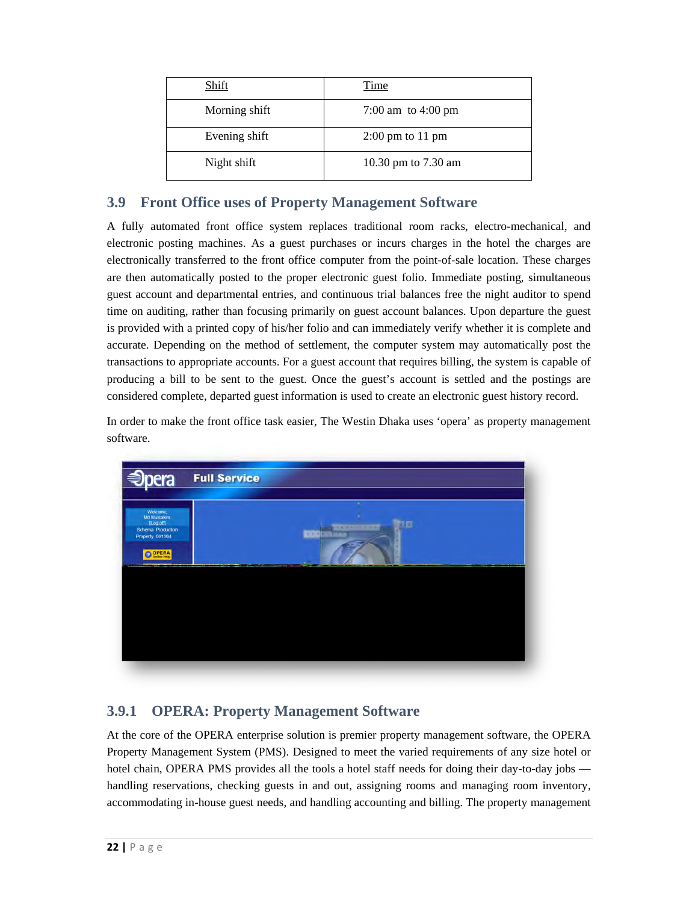| Shift | Time |
| --- | --- |
| Morning shift | 7:00 am to 4:00 pm |
| Evening shift | 2:00 pm to 11 pm |
| Night shift | 10.30 pm to 7.30 am |

## 3.9 Front Office uses of Property Management Software

A fully automated front office system replaces traditional room racks, electro-mechanical, and electronic posting machines. As a guest purchases or incurs charges in the hotel the charges are electronically transferred to the front office computer from the point-of-sale location. These charges are then automatically posted to the proper electronic guest folio. Immediate posting, simultaneous guest account and departmental entries, and continuous trial balances free the night auditor to spend time on auditing, rather than focusing primarily on guest account balances. Upon departure the guest is provided with a printed copy of his/her folio and can immediately verify whether it is complete and accurate. Depending on the method of settlement, the computer system may automatically post the transactions to appropriate accounts. For a guest account that requires billing, the system is capable of producing a bill to be sent to the guest. Once the guest's account is settled and the postings are considered complete, departed guest information is used to create an electronic guest history record.

In order to make the front office task easier, The Westin Dhaka uses 'opera' as property management software.

### 3.9.1 OPERA: Property Management Software

At the core of the OPERA enterprise solution is premier property management software, the OPERA Property Management System (PMS). Designed to meet the varied requirements of any size hotel or hotel chain, OPERA PMS provides all the tools a hotel staff needs for doing their day-to-day jobs — handling reservations, checking guests in and out, assigning rooms and managing room inventory, accommodating in-house guest needs, and handling accounting and billing. The property management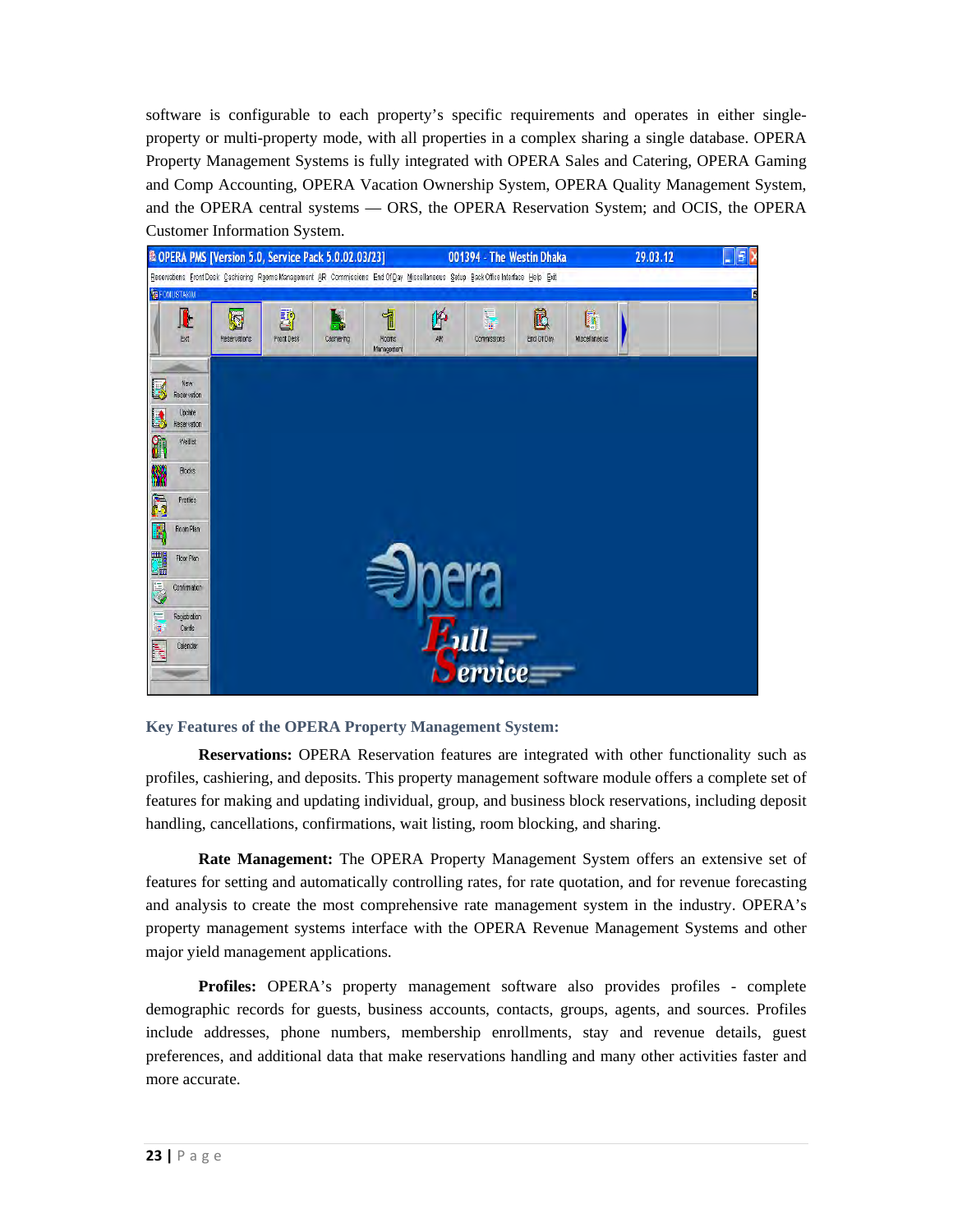software is configurable to each property's specific requirements and operates in either single-property or multi-property mode, with all properties in a complex sharing a single database. OPERA Property Management Systems is fully integrated with OPERA Sales and Catering, OPERA Gaming and Comp Accounting, OPERA Vacation Ownership System, OPERA Quality Management System, and the OPERA central systems — ORS, the OPERA Reservation System; and OCIS, the OPERA Customer Information System.

### Key Features of the OPERA Property Management System:

**Reservations:** OPERA Reservation features are integrated with other functionality such as profiles, cashiering, and deposits. This property management software module offers a complete set of features for making and updating individual, group, and business block reservations, including deposit handling, cancellations, confirmations, wait listing, room blocking, and sharing.

**Rate Management:** The OPERA Property Management System offers an extensive set of features for setting and automatically controlling rates, for rate quotation, and for revenue forecasting and analysis to create the most comprehensive rate management system in the industry. OPERA's property management systems interface with the OPERA Revenue Management Systems and other major yield management applications.

**Profiles:** OPERA's property management software also provides profiles - complete demographic records for guests, business accounts, contacts, groups, agents, and sources. Profiles include addresses, phone numbers, membership enrollments, stay and revenue details, guest preferences, and additional data that make reservations handling and many other activities faster and more accurate.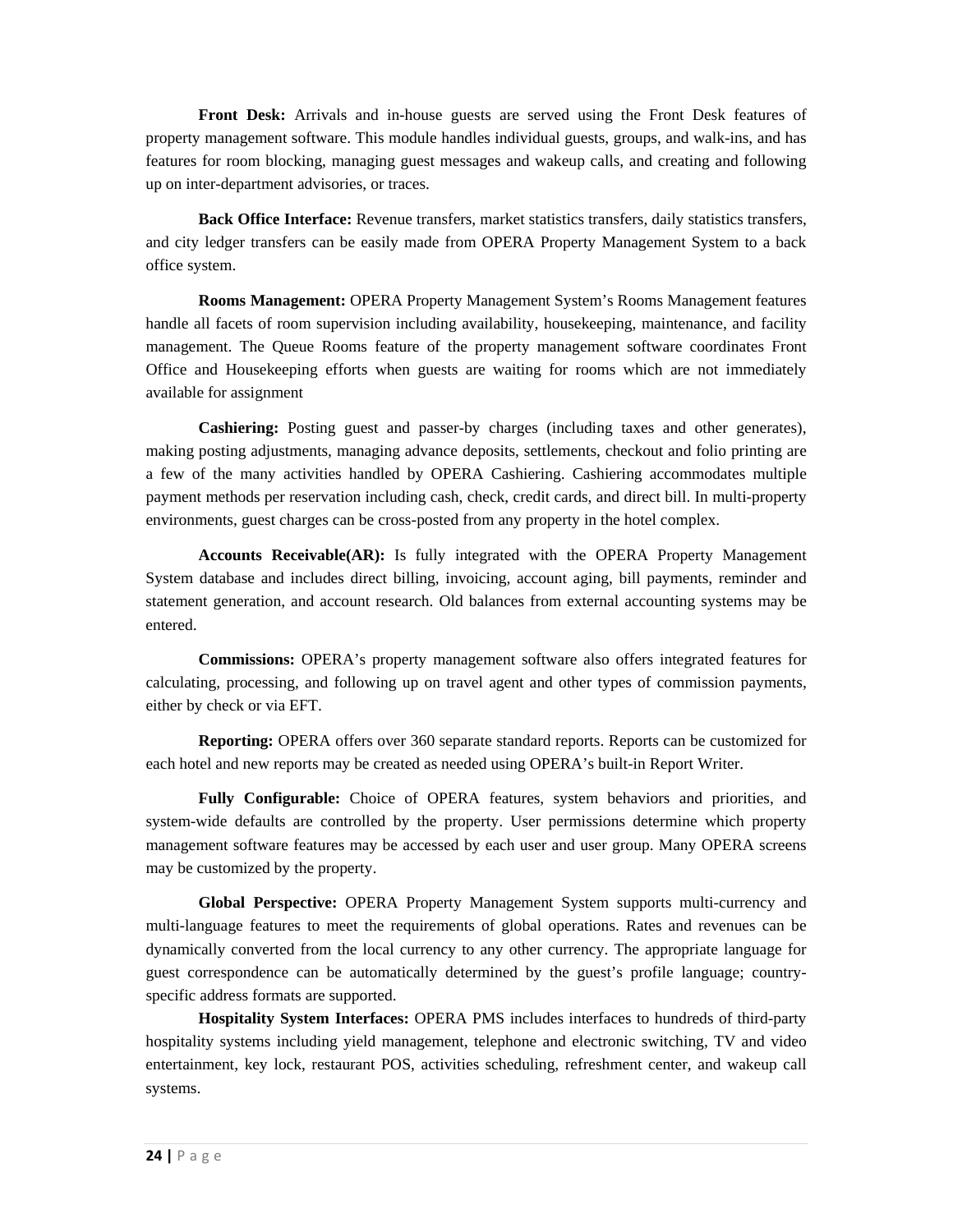**Front Desk:** Arrivals and in-house guests are served using the Front Desk features of property management software. This module handles individual guests, groups, and walk-ins, and has features for room blocking, managing guest messages and wakeup calls, and creating and following up on inter-department advisories, or traces.

**Back Office Interface:** Revenue transfers, market statistics transfers, daily statistics transfers, and city ledger transfers can be easily made from OPERA Property Management System to a back office system.

**Rooms Management:** OPERA Property Management System's Rooms Management features handle all facets of room supervision including availability, housekeeping, maintenance, and facility management. The Queue Rooms feature of the property management software coordinates Front Office and Housekeeping efforts when guests are waiting for rooms which are not immediately available for assignment

**Cashiering:** Posting guest and passer-by charges (including taxes and other generates), making posting adjustments, managing advance deposits, settlements, checkout and folio printing are a few of the many activities handled by OPERA Cashiering. Cashiering accommodates multiple payment methods per reservation including cash, check, credit cards, and direct bill. In multi-property environments, guest charges can be cross-posted from any property in the hotel complex.

**Accounts Receivable(AR):** Is fully integrated with the OPERA Property Management System database and includes direct billing, invoicing, account aging, bill payments, reminder and statement generation, and account research. Old balances from external accounting systems may be entered.

**Commissions:** OPERA's property management software also offers integrated features for calculating, processing, and following up on travel agent and other types of commission payments, either by check or via EFT.

**Reporting:** OPERA offers over 360 separate standard reports. Reports can be customized for each hotel and new reports may be created as needed using OPERA's built-in Report Writer.

**Fully Configurable:** Choice of OPERA features, system behaviors and priorities, and system-wide defaults are controlled by the property. User permissions determine which property management software features may be accessed by each user and user group. Many OPERA screens may be customized by the property.

**Global Perspective:** OPERA Property Management System supports multi-currency and multi-language features to meet the requirements of global operations. Rates and revenues can be dynamically converted from the local currency to any other currency. The appropriate language for guest correspondence can be automatically determined by the guest's profile language; country-specific address formats are supported.

**Hospitality System Interfaces:** OPERA PMS includes interfaces to hundreds of third-party hospitality systems including yield management, telephone and electronic switching, TV and video entertainment, key lock, restaurant POS, activities scheduling, refreshment center, and wakeup call systems.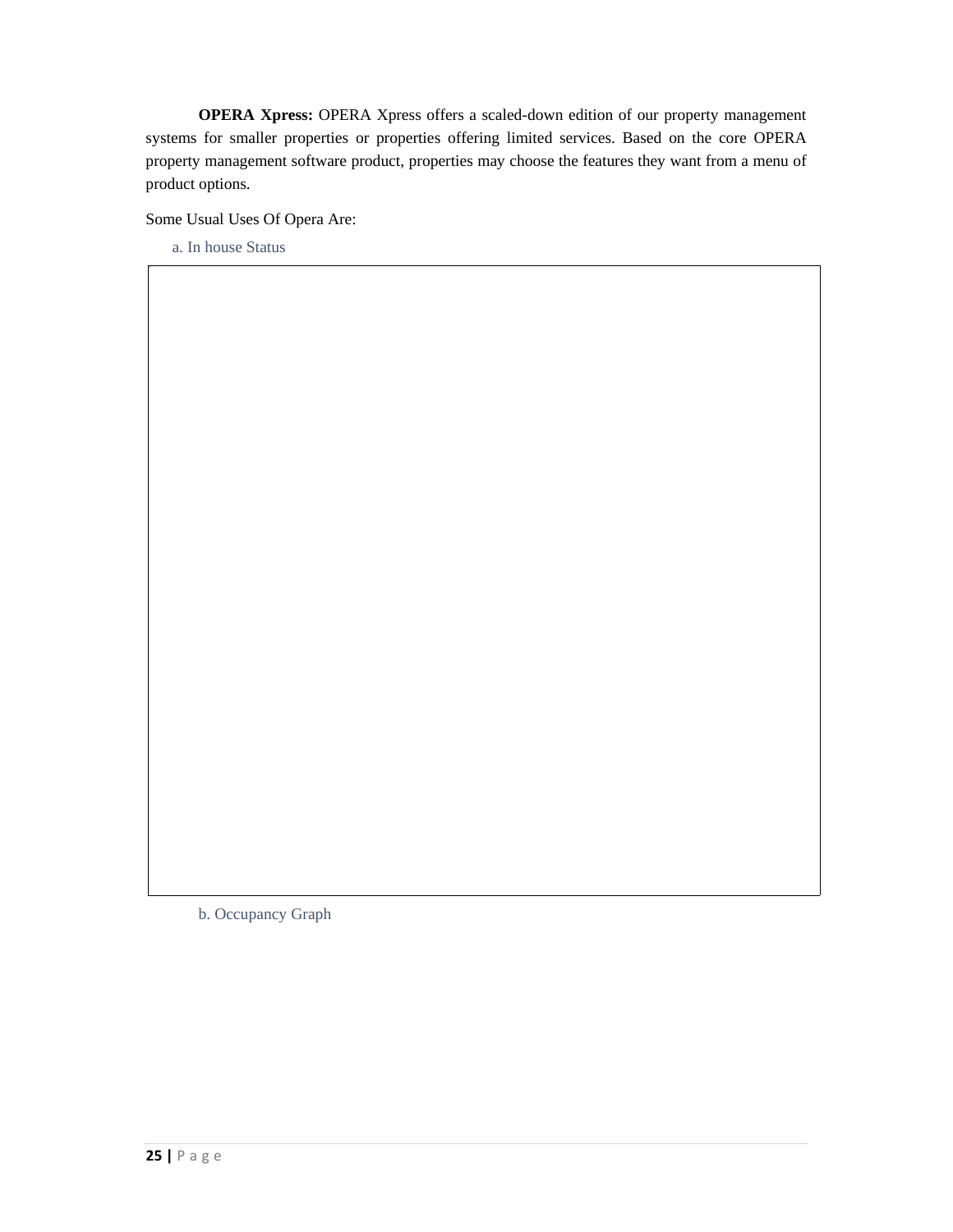**OPERA Xpress:** OPERA Xpress offers a scaled-down edition of our property management systems for smaller properties or properties offering limited services. Based on the core OPERA property management software product, properties may choose the features they want from a menu of product options.

Some Usual Uses Of Opera Are:

a. In house Status

b. Occupancy Graph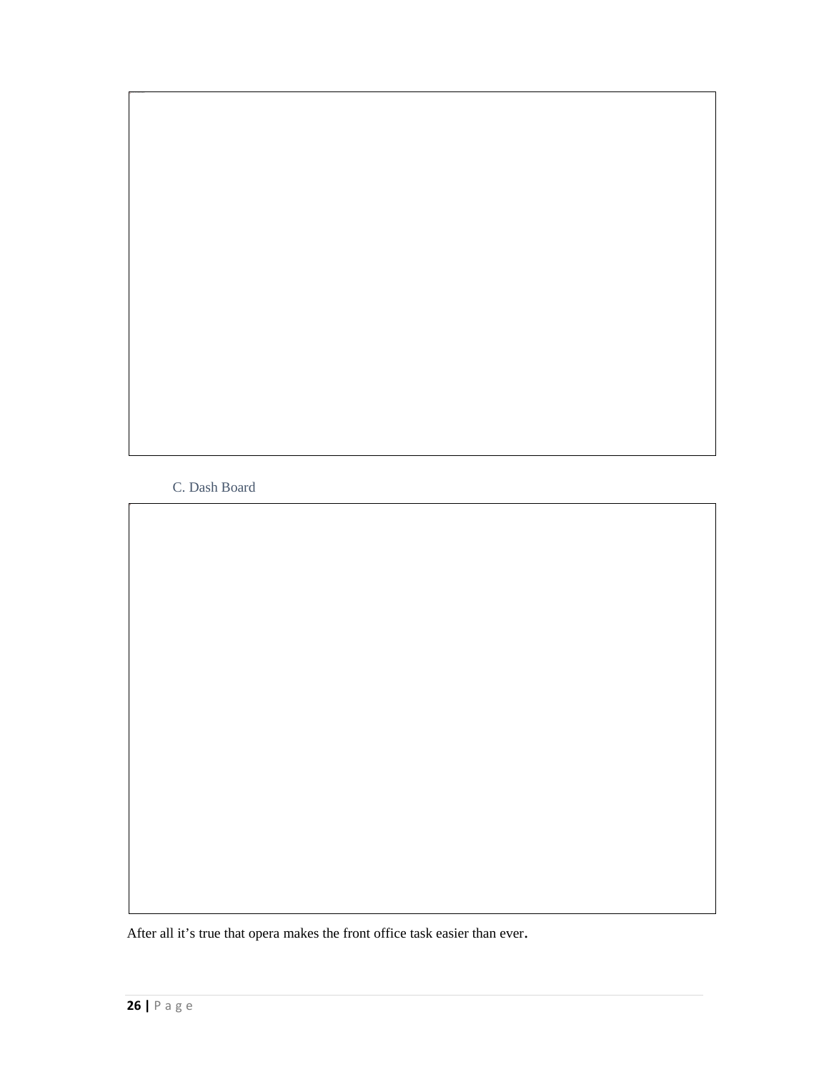C. Dash Board

After all it's true that opera makes the front office task easier than ever.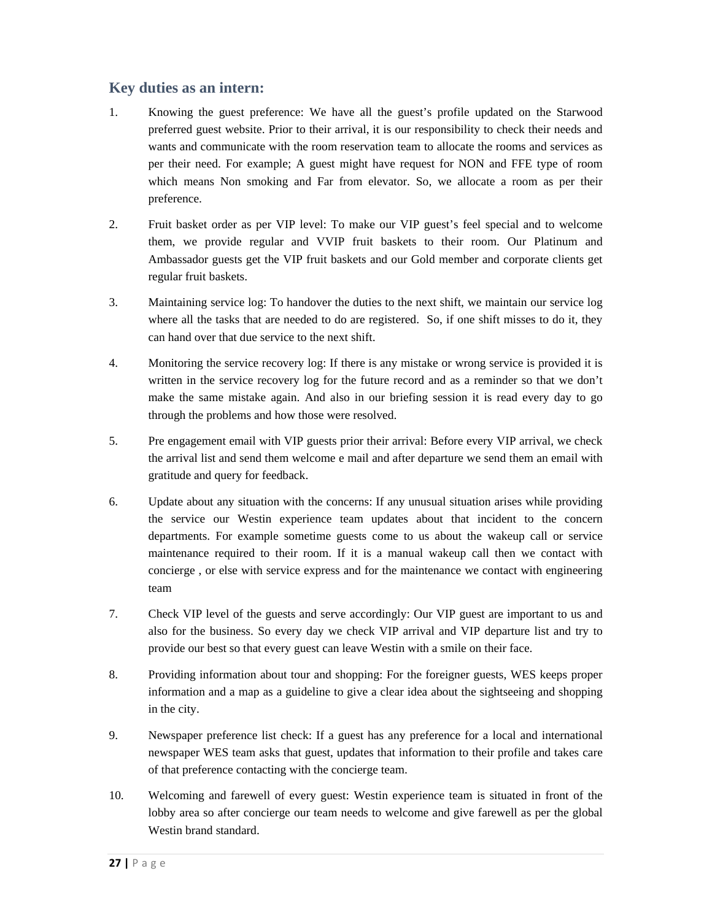## Key duties as an intern:

1. Knowing the guest preference: We have all the guest's profile updated on the Starwood preferred guest website. Prior to their arrival, it is our responsibility to check their needs and wants and communicate with the room reservation team to allocate the rooms and services as per their need. For example; A guest might have request for NON and FFE type of room which means Non smoking and Far from elevator. So, we allocate a room as per their preference.

2. Fruit basket order as per VIP level: To make our VIP guest's feel special and to welcome them, we provide regular and VVIP fruit baskets to their room. Our Platinum and Ambassador guests get the VIP fruit baskets and our Gold member and corporate clients get regular fruit baskets.

3. Maintaining service log: To handover the duties to the next shift, we maintain our service log where all the tasks that are needed to do are registered. So, if one shift misses to do it, they can hand over that due service to the next shift.

4. Monitoring the service recovery log: If there is any mistake or wrong service is provided it is written in the service recovery log for the future record and as a reminder so that we don't make the same mistake again. And also in our briefing session it is read every day to go through the problems and how those were resolved.

5. Pre engagement email with VIP guests prior their arrival: Before every VIP arrival, we check the arrival list and send them welcome e mail and after departure we send them an email with gratitude and query for feedback.

6. Update about any situation with the concerns: If any unusual situation arises while providing the service our Westin experience team updates about that incident to the concern departments. For example sometime guests come to us about the wakeup call or service maintenance required to their room. If it is a manual wakeup call then we contact with concierge , or else with service express and for the maintenance we contact with engineering team

7. Check VIP level of the guests and serve accordingly: Our VIP guest are important to us and also for the business. So every day we check VIP arrival and VIP departure list and try to provide our best so that every guest can leave Westin with a smile on their face.

8. Providing information about tour and shopping: For the foreigner guests, WES keeps proper information and a map as a guideline to give a clear idea about the sightseeing and shopping in the city.

9. Newspaper preference list check: If a guest has any preference for a local and international newspaper WES team asks that guest, updates that information to their profile and takes care of that preference contacting with the concierge team.

10. Welcoming and farewell of every guest: Westin experience team is situated in front of the lobby area so after concierge our team needs to welcome and give farewell as per the global Westin brand standard.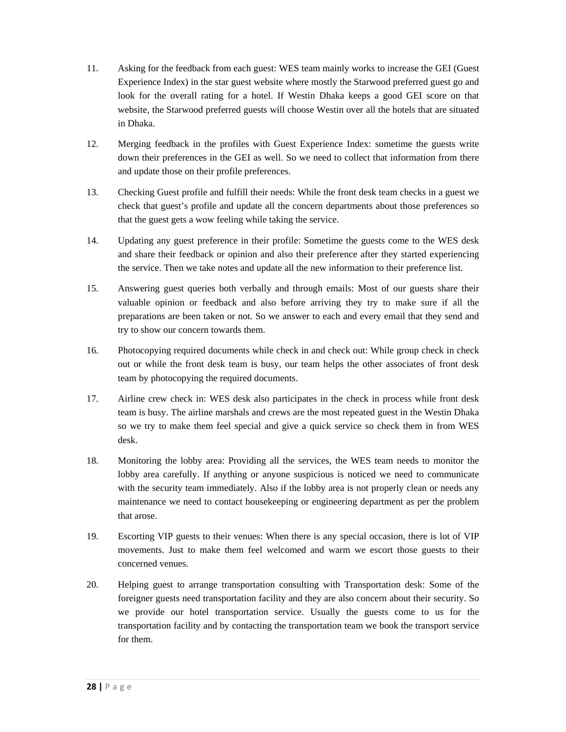11. Asking for the feedback from each guest: WES team mainly works to increase the GEI (Guest Experience Index) in the star guest website where mostly the Starwood preferred guest go and look for the overall rating for a hotel. If Westin Dhaka keeps a good GEI score on that website, the Starwood preferred guests will choose Westin over all the hotels that are situated in Dhaka.

12. Merging feedback in the profiles with Guest Experience Index: sometime the guests write down their preferences in the GEI as well. So we need to collect that information from there and update those on their profile preferences.

13. Checking Guest profile and fulfill their needs: While the front desk team checks in a guest we check that guest's profile and update all the concern departments about those preferences so that the guest gets a wow feeling while taking the service.

14. Updating any guest preference in their profile: Sometime the guests come to the WES desk and share their feedback or opinion and also their preference after they started experiencing the service. Then we take notes and update all the new information to their preference list.

15. Answering guest queries both verbally and through emails: Most of our guests share their valuable opinion or feedback and also before arriving they try to make sure if all the preparations are been taken or not. So we answer to each and every email that they send and try to show our concern towards them.

16. Photocopying required documents while check in and check out: While group check in check out or while the front desk team is busy, our team helps the other associates of front desk team by photocopying the required documents.

17. Airline crew check in: WES desk also participates in the check in process while front desk team is busy. The airline marshals and crews are the most repeated guest in the Westin Dhaka so we try to make them feel special and give a quick service so check them in from WES desk.

18. Monitoring the lobby area: Providing all the services, the WES team needs to monitor the lobby area carefully. If anything or anyone suspicious is noticed we need to communicate with the security team immediately. Also if the lobby area is not properly clean or needs any maintenance we need to contact housekeeping or engineering department as per the problem that arose.

19. Escorting VIP guests to their venues: When there is any special occasion, there is lot of VIP movements. Just to make them feel welcomed and warm we escort those guests to their concerned venues.

20. Helping guest to arrange transportation consulting with Transportation desk: Some of the foreigner guests need transportation facility and they are also concern about their security. So we provide our hotel transportation service. Usually the guests come to us for the transportation facility and by contacting the transportation team we book the transport service for them.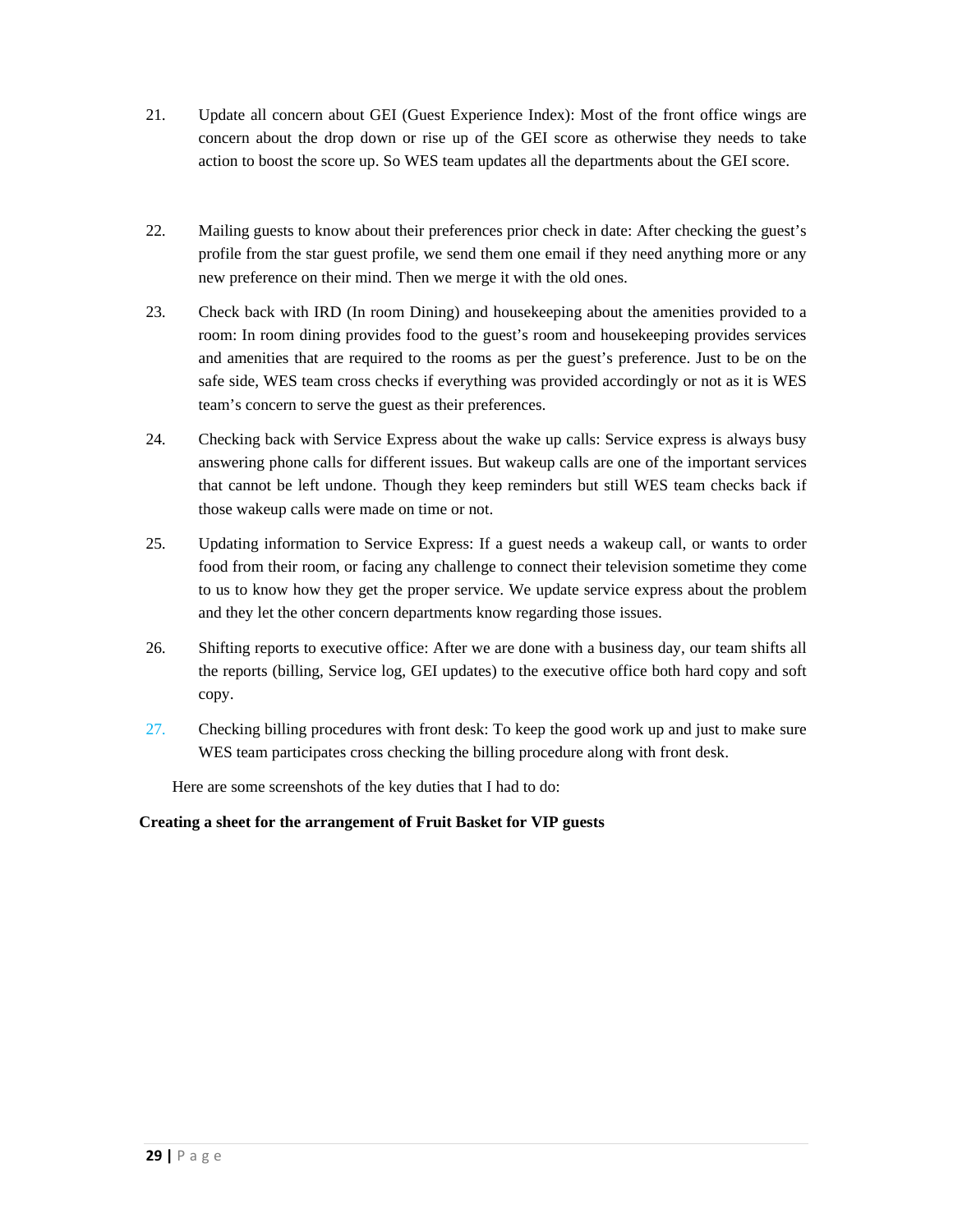21. Update all concern about GEI (Guest Experience Index): Most of the front office wings are concern about the drop down or rise up of the GEI score as otherwise they needs to take action to boost the score up. So WES team updates all the departments about the GEI score.

22. Mailing guests to know about their preferences prior check in date: After checking the guest's profile from the star guest profile, we send them one email if they need anything more or any new preference on their mind. Then we merge it with the old ones.

23. Check back with IRD (In room Dining) and housekeeping about the amenities provided to a room: In room dining provides food to the guest's room and housekeeping provides services and amenities that are required to the rooms as per the guest's preference. Just to be on the safe side, WES team cross checks if everything was provided accordingly or not as it is WES team's concern to serve the guest as their preferences.

24. Checking back with Service Express about the wake up calls: Service express is always busy answering phone calls for different issues. But wakeup calls are one of the important services that cannot be left undone. Though they keep reminders but still WES team checks back if those wakeup calls were made on time or not.

25. Updating information to Service Express: If a guest needs a wakeup call, or wants to order food from their room, or facing any challenge to connect their television sometime they come to us to know how they get the proper service. We update service express about the problem and they let the other concern departments know regarding those issues.

26. Shifting reports to executive office: After we are done with a business day, our team shifts all the reports (billing, Service log, GEI updates) to the executive office both hard copy and soft copy.

27. Checking billing procedures with front desk: To keep the good work up and just to make sure WES team participates cross checking the billing procedure along with front desk.

Here are some screenshots of the key duties that I had to do:

**Creating a sheet for the arrangement of Fruit Basket for VIP guests**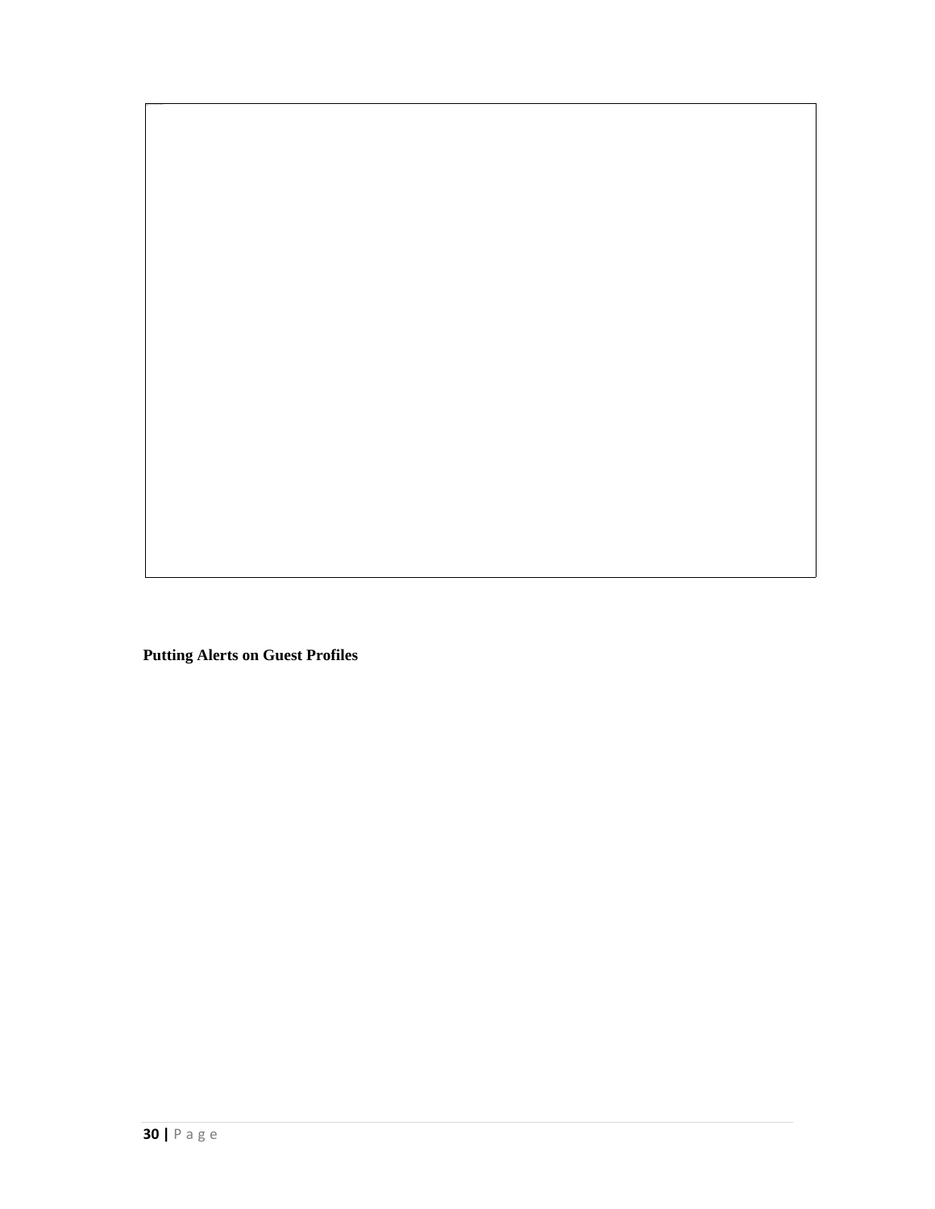**Putting Alerts on Guest Profiles**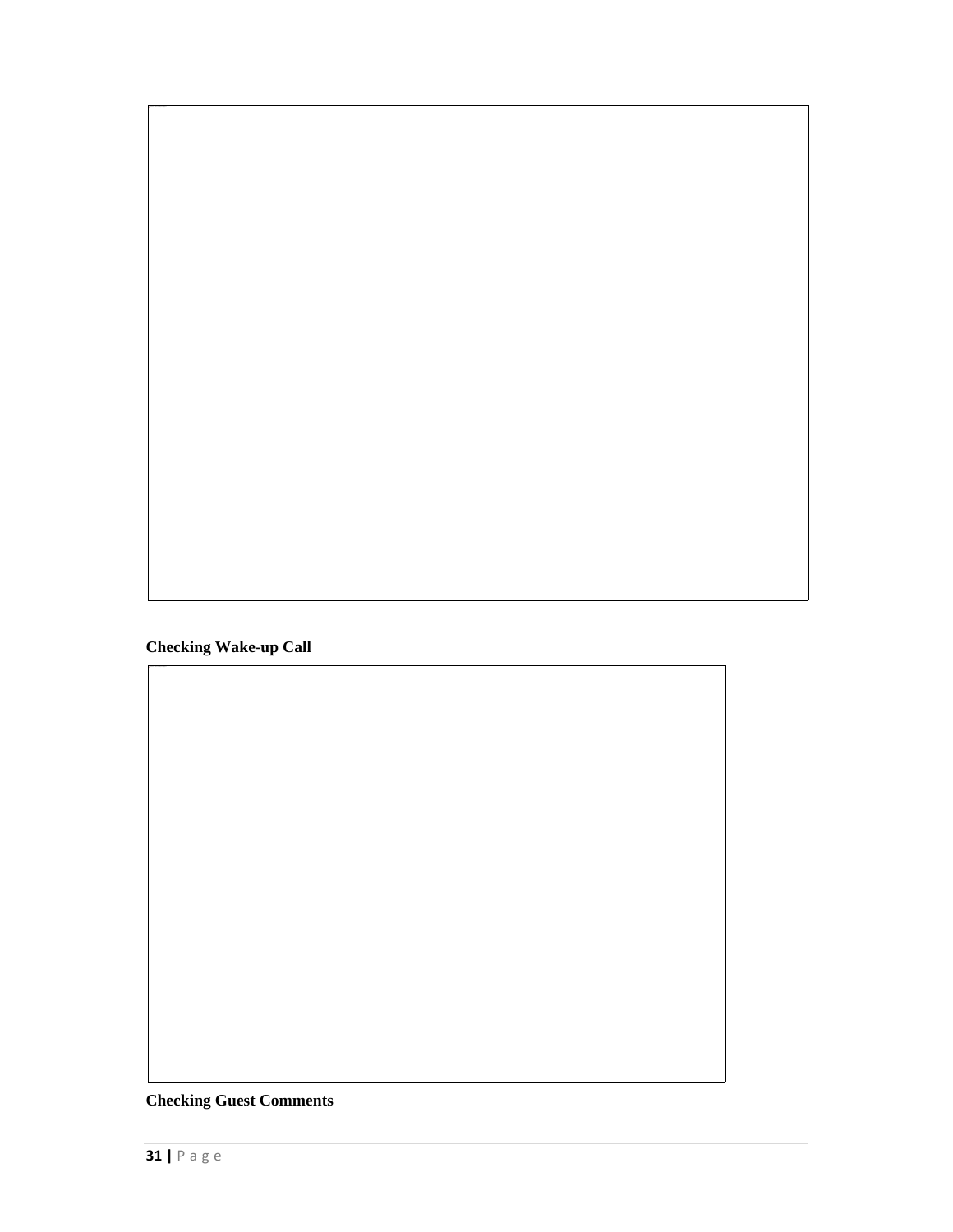**Checking Wake-up Call**

**Checking Guest Comments**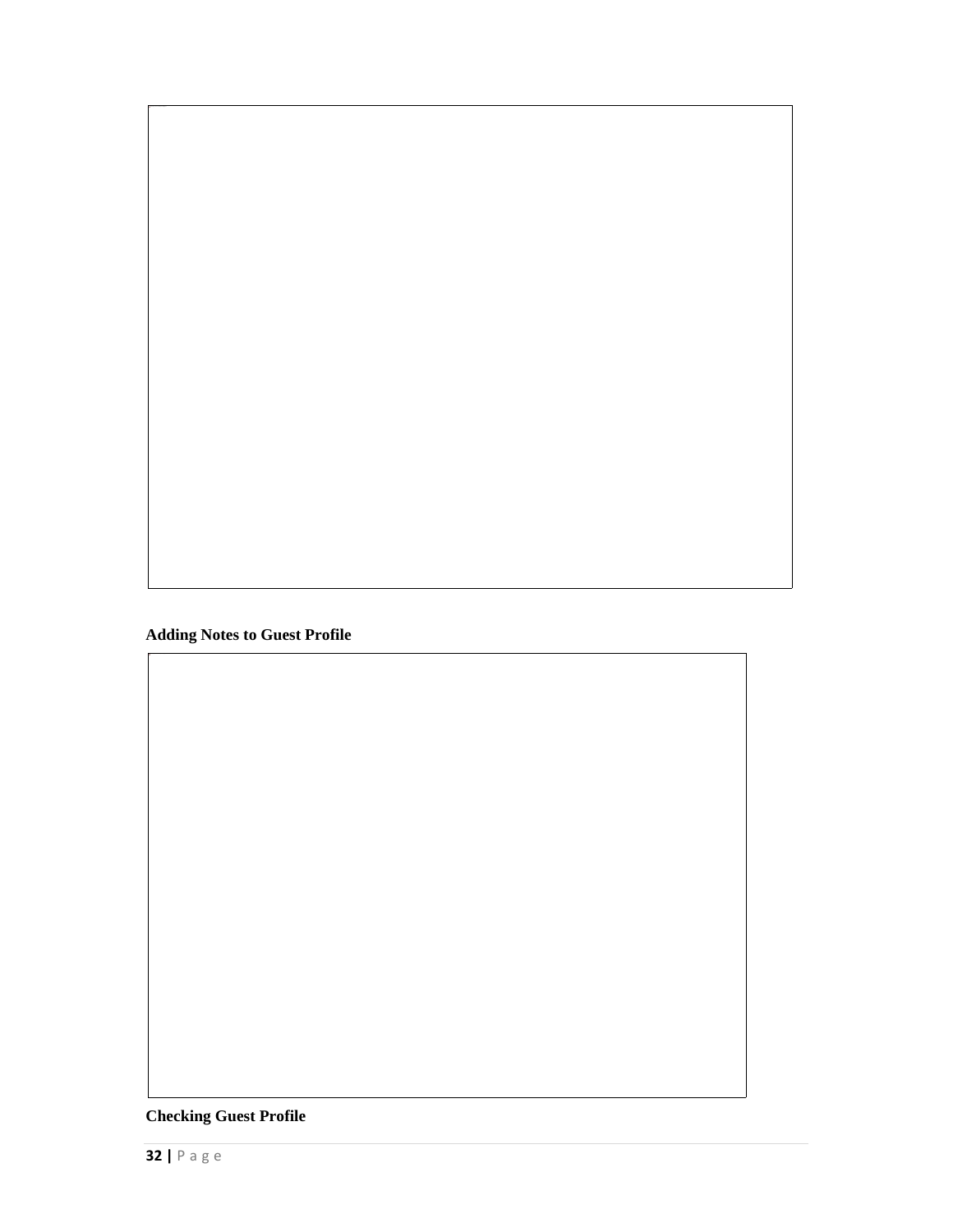**Adding Notes to Guest Profile**

**Checking Guest Profile**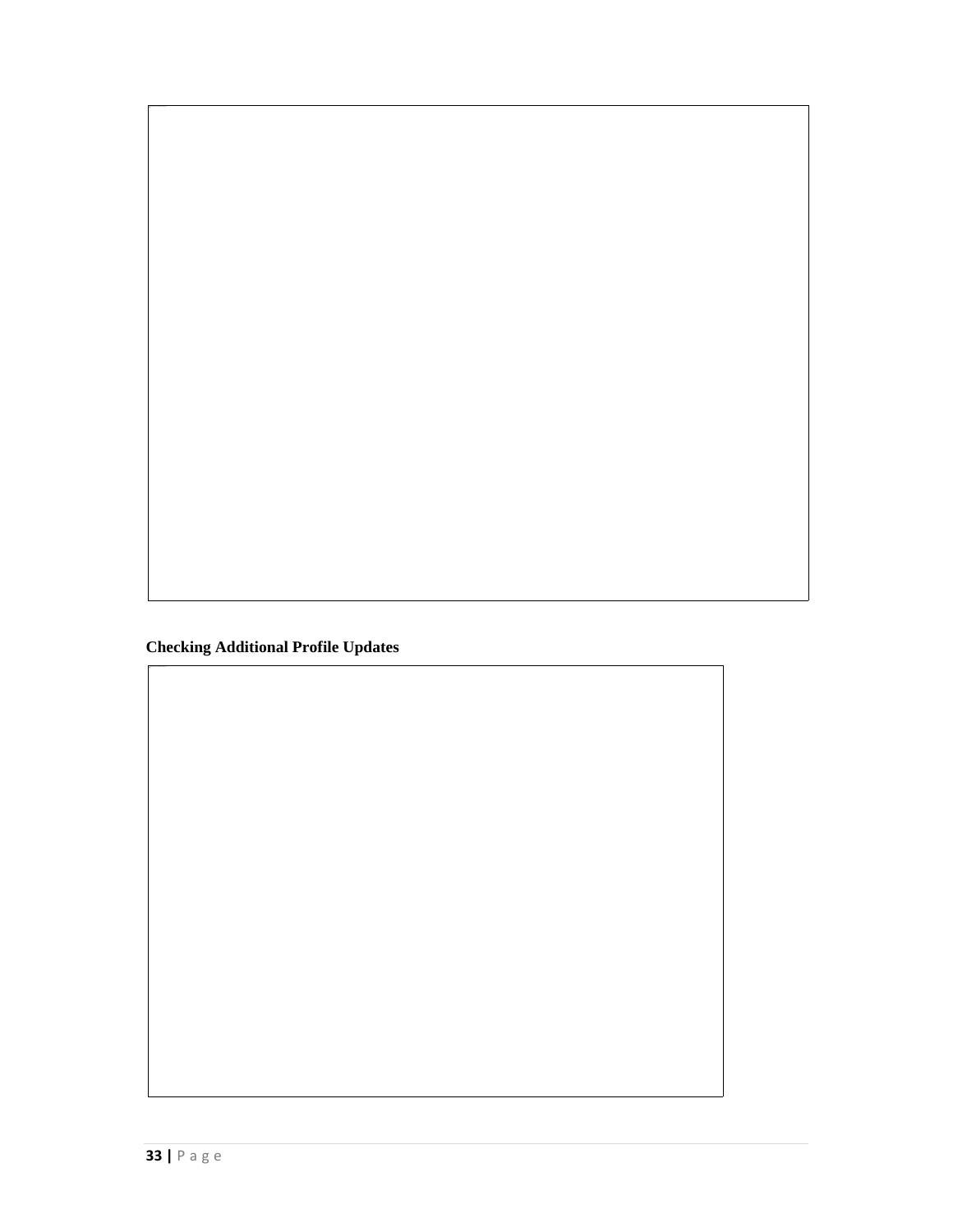**Checking Additional Profile Updates**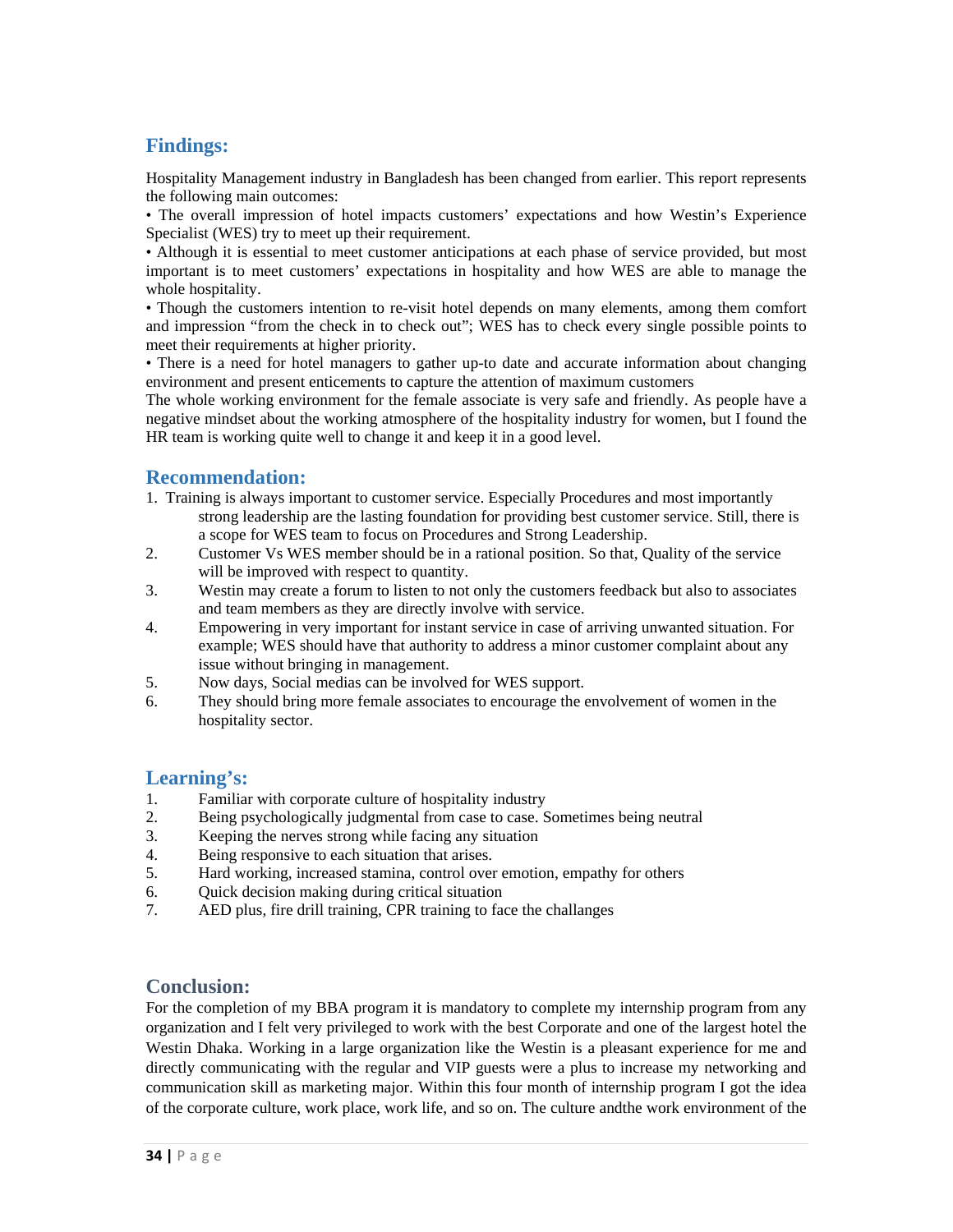## Findings:

Hospitality Management industry in Bangladesh has been changed from earlier. This report represents the following main outcomes:

• The overall impression of hotel impacts customers' expectations and how Westin's Experience Specialist (WES) try to meet up their requirement.

• Although it is essential to meet customer anticipations at each phase of service provided, but most important is to meet customers' expectations in hospitality and how WES are able to manage the whole hospitality.

• Though the customers intention to re-visit hotel depends on many elements, among them comfort and impression "from the check in to check out"; WES has to check every single possible points to meet their requirements at higher priority.

• There is a need for hotel managers to gather up-to date and accurate information about changing environment and present enticements to capture the attention of maximum customers

The whole working environment for the female associate is very safe and friendly. As people have a negative mindset about the working atmosphere of the hospitality industry for women, but I found the HR team is working quite well to change it and keep it in a good level.

## Recommendation:

1. Training is always important to customer service. Especially Procedures and most importantly strong leadership are the lasting foundation for providing best customer service. Still, there is a scope for WES team to focus on Procedures and Strong Leadership.
2. Customer Vs WES member should be in a rational position. So that, Quality of the service will be improved with respect to quantity.
3. Westin may create a forum to listen to not only the customers feedback but also to associates and team members as they are directly involve with service.
4. Empowering in very important for instant service in case of arriving unwanted situation. For example; WES should have that authority to address a minor customer complaint about any issue without bringing in management.
5. Now days, Social medias can be involved for WES support.
6. They should bring more female associates to encourage the envolvement of women in the hospitality sector.

## Learning's:

1. Familiar with corporate culture of hospitality industry
2. Being psychologically judgmental from case to case. Sometimes being neutral
3. Keeping the nerves strong while facing any situation
4. Being responsive to each situation that arises.
5. Hard working, increased stamina, control over emotion, empathy for others
6. Quick decision making during critical situation
7. AED plus, fire drill training, CPR training to face the challanges

## Conclusion:

For the completion of my BBA program it is mandatory to complete my internship program from any organization and I felt very privileged to work with the best Corporate and one of the largest hotel the Westin Dhaka. Working in a large organization like the Westin is a pleasant experience for me and directly communicating with the regular and VIP guests were a plus to increase my networking and communication skill as marketing major. Within this four month of internship program I got the idea of the corporate culture, work place, work life, and so on. The culture andthe work environment of the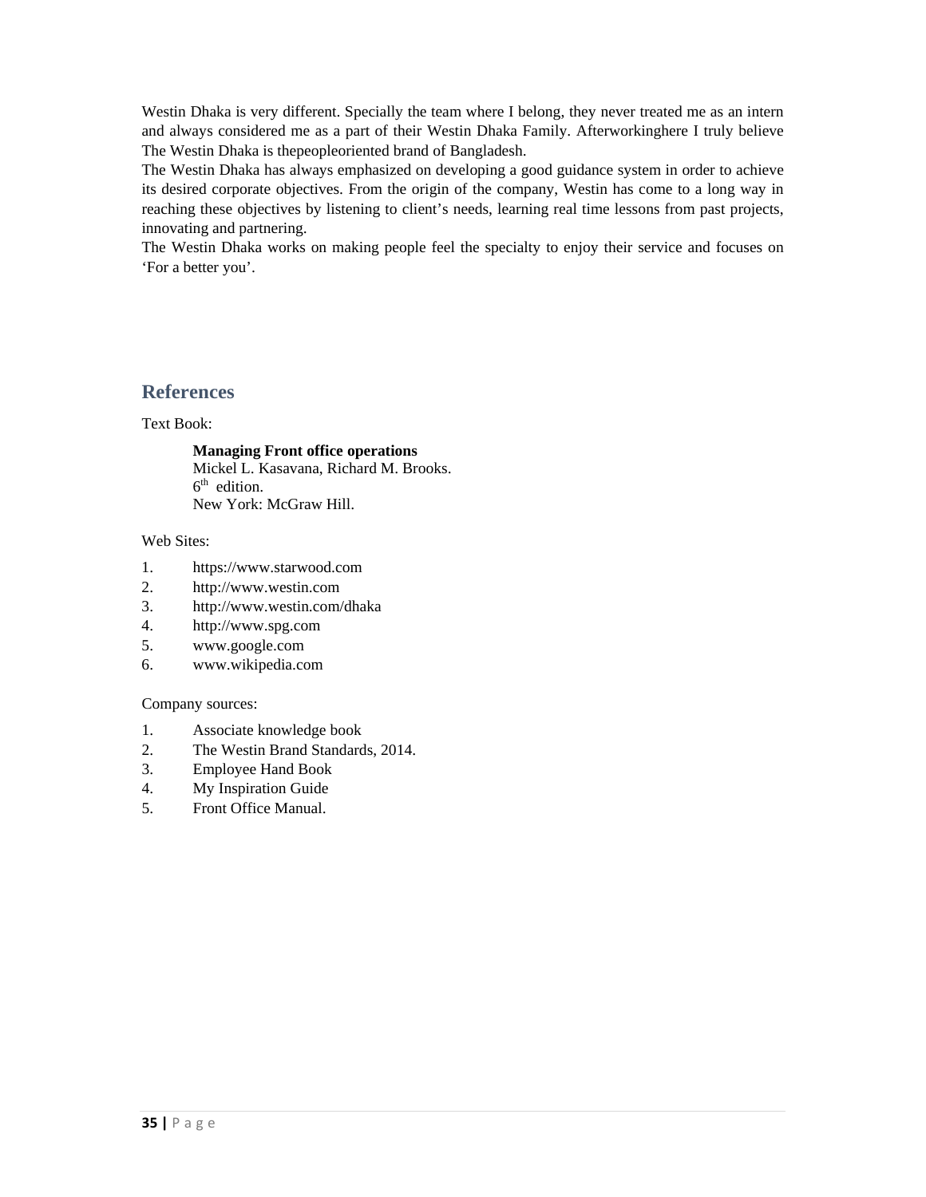Westin Dhaka is very different. Specially the team where I belong, they never treated me as an intern and always considered me as a part of their Westin Dhaka Family. Afterworkinghere I truly believe The Westin Dhaka is thepeopleoriented brand of Bangladesh.

The Westin Dhaka has always emphasized on developing a good guidance system in order to achieve its desired corporate objectives. From the origin of the company, Westin has come to a long way in reaching these objectives by listening to client's needs, learning real time lessons from past projects, innovating and partnering.

The Westin Dhaka works on making people feel the specialty to enjoy their service and focuses on 'For a better you'.

## References

Text Book:

**Managing Front office operations**
Mickel L. Kasavana, Richard M. Brooks.
6th edition.
New York: McGraw Hill.

Web Sites:

1. https://www.starwood.com
2. http://www.westin.com
3. http://www.westin.com/dhaka
4. http://www.spg.com
5. www.google.com
6. www.wikipedia.com

Company sources:

1. Associate knowledge book
2. The Westin Brand Standards, 2014.
3. Employee Hand Book
4. My Inspiration Guide
5. Front Office Manual.